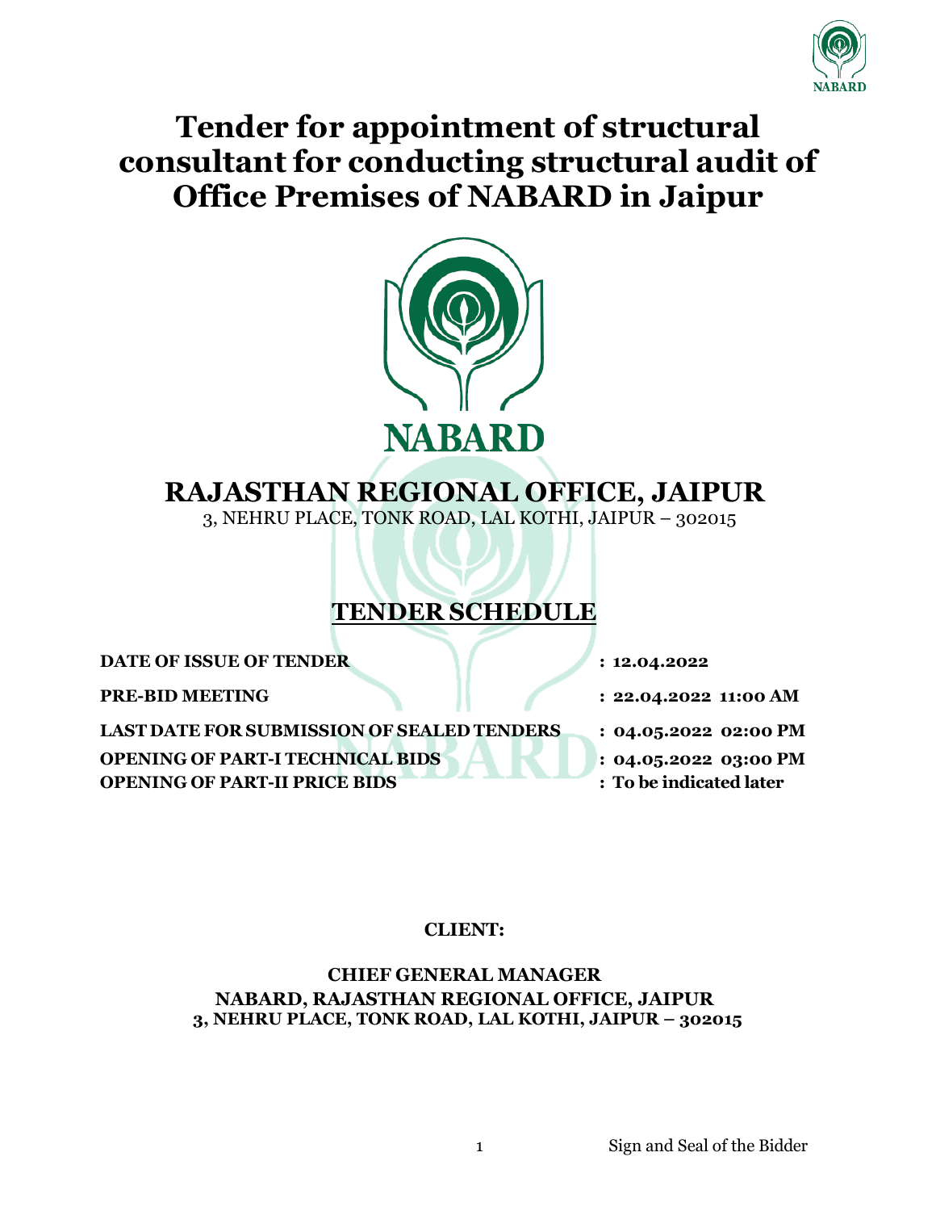# Tender for appointment of structural consultant for conducting structural audit of Office Premises of NABARD in Jaipur

NABARD

## RAJASTHAN REGIONAL OFFICE, JAIPUR

3, NEHRU PLACE, TONK ROAD, LAL KOTHI, JAIPUR – 302015

## TENDER SCHEDULE

| | |
|---|---|
| **DATE OF ISSUE OF TENDER** | **: 12.04.2022** |
| **PRE-BID MEETING** | **: 22.04.2022 11:00 AM** |
| **LAST DATE FOR SUBMISSION OF SEALED TENDERS** | **: 04.05.2022 02:00 PM** |
| **OPENING OF PART-I TECHNICAL BIDS** | **: 04.05.2022 03:00 PM** |
| **OPENING OF PART-II PRICE BIDS** | **: To be indicated later** |

**CLIENT:**

**CHIEF GENERAL MANAGER**
**NABARD, RAJASTHAN REGIONAL OFFICE, JAIPUR**
**3, NEHRU PLACE, TONK ROAD, LAL KOTHI, JAIPUR – 302015**

Sign and Seal of the Bidder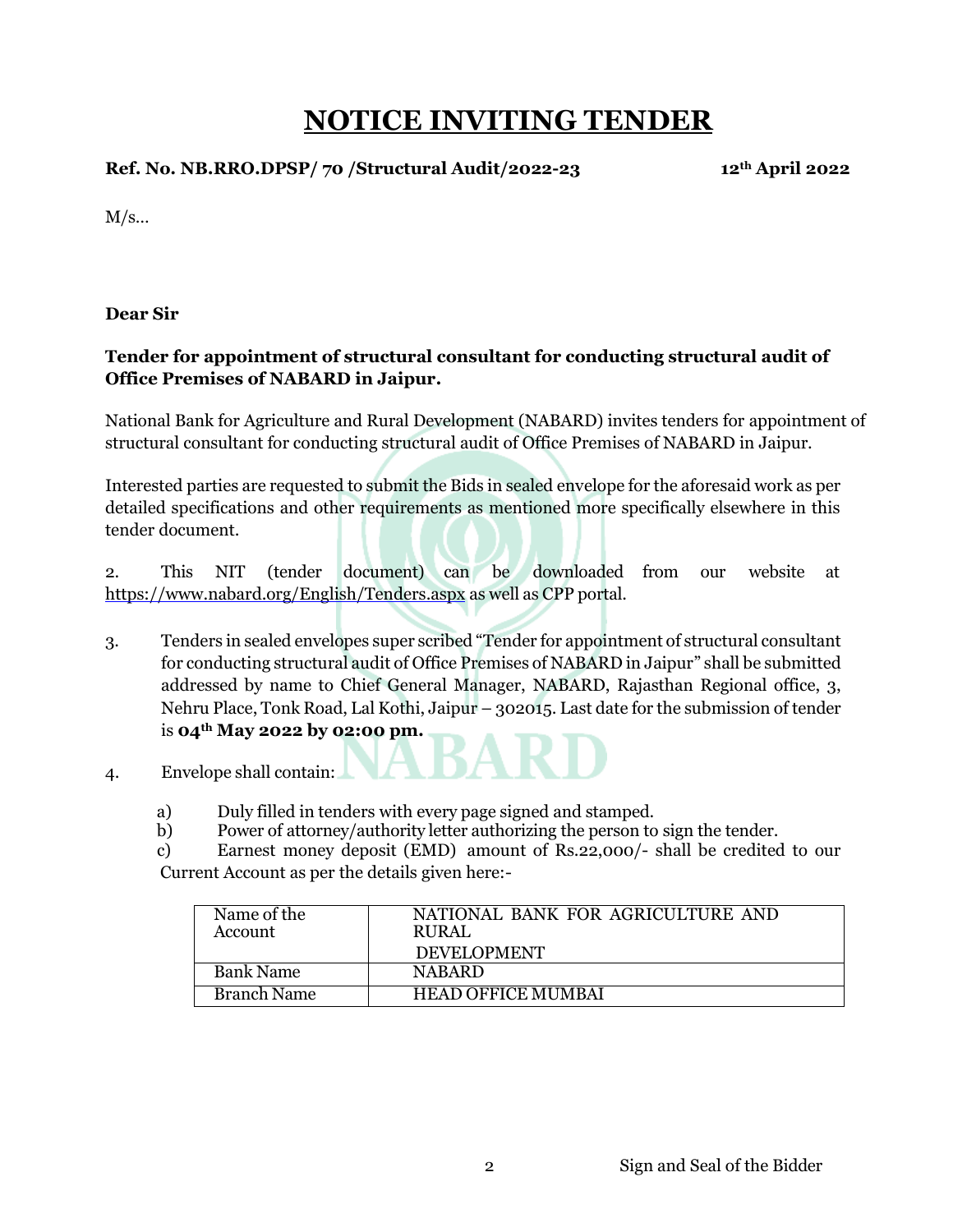# NOTICE INVITING TENDER

**Ref. No. NB.RRO.DPSP/ 70 /Structural Audit/2022-23** **12th April 2022**

M/s...

**Dear Sir**

**Tender for appointment of structural consultant for conducting structural audit of Office Premises of NABARD in Jaipur.**

National Bank for Agriculture and Rural Development (NABARD) invites tenders for appointment of structural consultant for conducting structural audit of Office Premises of NABARD in Jaipur.

Interested parties are requested to submit the Bids in sealed envelope for the aforesaid work as per detailed specifications and other requirements as mentioned more specifically elsewhere in this tender document.

2. This NIT (tender document) can be downloaded from our website at https://www.nabard.org/English/Tenders.aspx as well as CPP portal.

3. Tenders in sealed envelopes super scribed "Tender for appointment of structural consultant for conducting structural audit of Office Premises of NABARD in Jaipur" shall be submitted addressed by name to Chief General Manager, NABARD, Rajasthan Regional office, 3, Nehru Place, Tonk Road, Lal Kothi, Jaipur – 302015. Last date for the submission of tender is **04th May 2022 by 02:00 pm.**

4. Envelope shall contain:

   a) Duly filled in tenders with every page signed and stamped.
   b) Power of attorney/authority letter authorizing the person to sign the tender.
   c) Earnest money deposit (EMD) amount of Rs.22,000/- shall be credited to our Current Account as per the details given here:-

| Name of the Account | NATIONAL BANK FOR AGRICULTURE AND RURAL DEVELOPMENT |
|---|---|
| Bank Name | NABARD |
| Branch Name | HEAD OFFICE MUMBAI |

Sign and Seal of the Bidder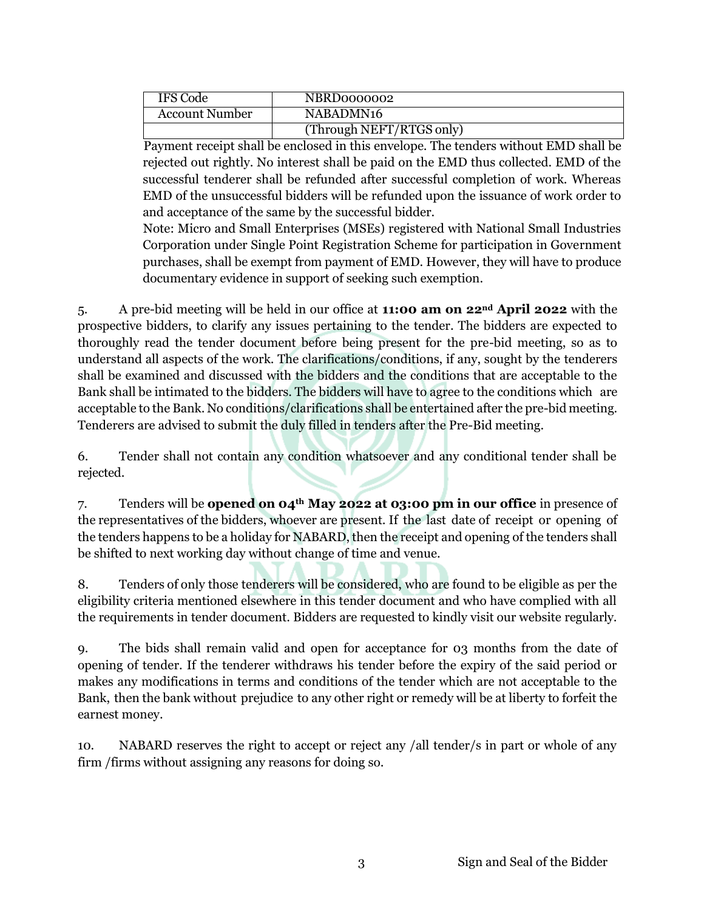| IFS Code | NBRD0000002 |
|---|---|
| Account Number | NABADMN16 |
| | (Through NEFT/RTGS only) |

Payment receipt shall be enclosed in this envelope. The tenders without EMD shall be rejected out rightly. No interest shall be paid on the EMD thus collected. EMD of the successful tenderer shall be refunded after successful completion of work. Whereas EMD of the unsuccessful bidders will be refunded upon the issuance of work order to and acceptance of the same by the successful bidder.

Note: Micro and Small Enterprises (MSEs) registered with National Small Industries Corporation under Single Point Registration Scheme for participation in Government purchases, shall be exempt from payment of EMD. However, they will have to produce documentary evidence in support of seeking such exemption.

5. A pre-bid meeting will be held in our office at **11:00 am on 22nd April 2022** with the prospective bidders, to clarify any issues pertaining to the tender. The bidders are expected to thoroughly read the tender document before being present for the pre-bid meeting, so as to understand all aspects of the work. The clarifications/conditions, if any, sought by the tenderers shall be examined and discussed with the bidders and the conditions that are acceptable to the Bank shall be intimated to the bidders. The bidders will have to agree to the conditions which are acceptable to the Bank. No conditions/clarifications shall be entertained after the pre-bid meeting. Tenderers are advised to submit the duly filled in tenders after the Pre-Bid meeting.

6. Tender shall not contain any condition whatsoever and any conditional tender shall be rejected.

7. Tenders will be **opened on 04th May 2022 at 03:00 pm in our office** in presence of the representatives of the bidders, whoever are present. If the last date of receipt or opening of the tenders happens to be a holiday for NABARD, then the receipt and opening of the tenders shall be shifted to next working day without change of time and venue.

8. Tenders of only those tenderers will be considered, who are found to be eligible as per the eligibility criteria mentioned elsewhere in this tender document and who have complied with all the requirements in tender document. Bidders are requested to kindly visit our website regularly.

9. The bids shall remain valid and open for acceptance for 03 months from the date of opening of tender. If the tenderer withdraws his tender before the expiry of the said period or makes any modifications in terms and conditions of the tender which are not acceptable to the Bank, then the bank without prejudice to any other right or remedy will be at liberty to forfeit the earnest money.

10. NABARD reserves the right to accept or reject any /all tender/s in part or whole of any firm /firms without assigning any reasons for doing so.

Sign and Seal of the Bidder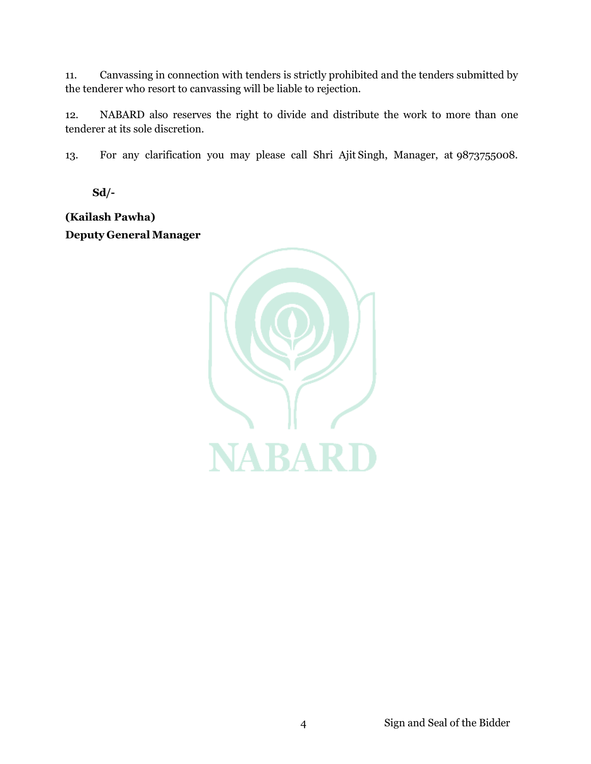11. Canvassing in connection with tenders is strictly prohibited and the tenders submitted by the tenderer who resort to canvassing will be liable to rejection.

12. NABARD also reserves the right to divide and distribute the work to more than one tenderer at its sole discretion.

13. For any clarification you may please call Shri Ajit Singh, Manager, at 9873755008.

**Sd/-**

**(Kailash Pawha)**
**Deputy General Manager**

Sign and Seal of the Bidder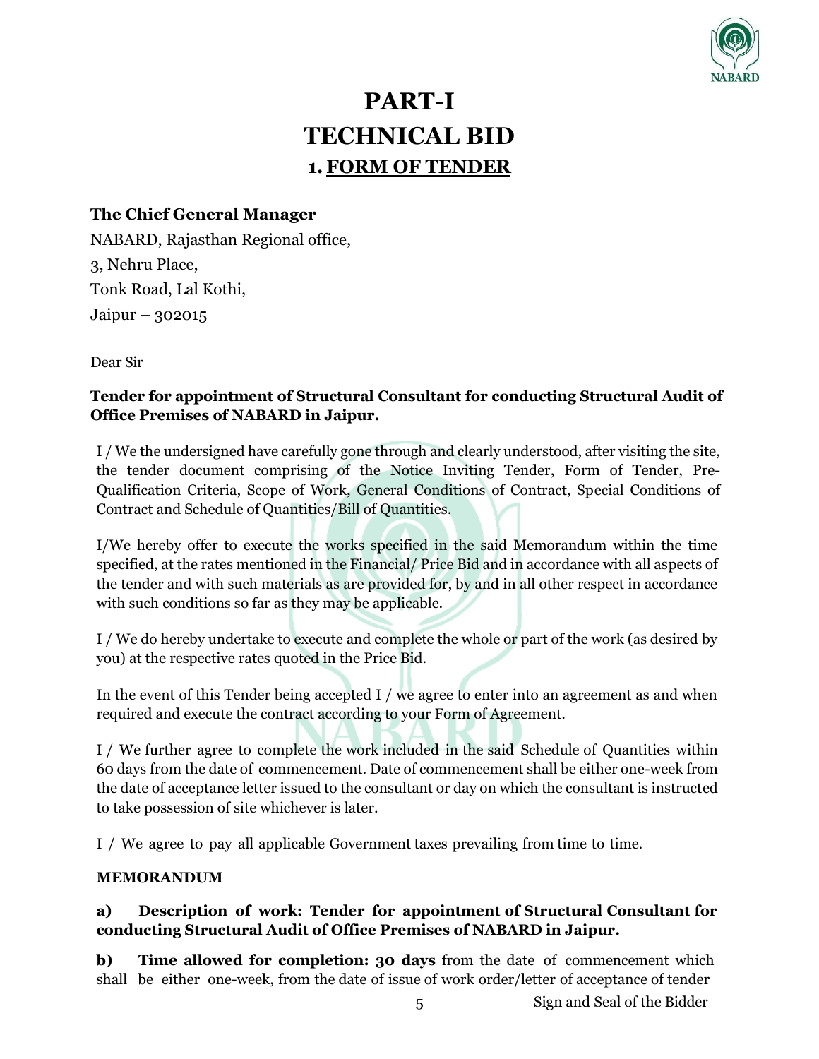# PART-I
# TECHNICAL BID
## 1. FORM OF TENDER

**The Chief General Manager**
NABARD, Rajasthan Regional office,
3, Nehru Place,
Tonk Road, Lal Kothi,
Jaipur – 302015

Dear Sir

**Tender for appointment of Structural Consultant for conducting Structural Audit of Office Premises of NABARD in Jaipur.**

I / We the undersigned have carefully gone through and clearly understood, after visiting the site, the tender document comprising of the Notice Inviting Tender, Form of Tender, Pre-Qualification Criteria, Scope of Work, General Conditions of Contract, Special Conditions of Contract and Schedule of Quantities/Bill of Quantities.

I/We hereby offer to execute the works specified in the said Memorandum within the time specified, at the rates mentioned in the Financial/ Price Bid and in accordance with all aspects of the tender and with such materials as are provided for, by and in all other respect in accordance with such conditions so far as they may be applicable.

I / We do hereby undertake to execute and complete the whole or part of the work (as desired by you) at the respective rates quoted in the Price Bid.

In the event of this Tender being accepted I / we agree to enter into an agreement as and when required and execute the contract according to your Form of Agreement.

I / We further agree to complete the work included in the said Schedule of Quantities within 60 days from the date of commencement. Date of commencement shall be either one-week from the date of acceptance letter issued to the consultant or day on which the consultant is instructed to take possession of site whichever is later.

I / We agree to pay all applicable Government taxes prevailing from time to time.

**MEMORANDUM**

**a) Description of work: Tender for appointment of Structural Consultant for conducting Structural Audit of Office Premises of NABARD in Jaipur.**

**b) Time allowed for completion: 30 days** from the date of commencement which shall be either one-week, from the date of issue of work order/letter of acceptance of tender

Sign and Seal of the Bidder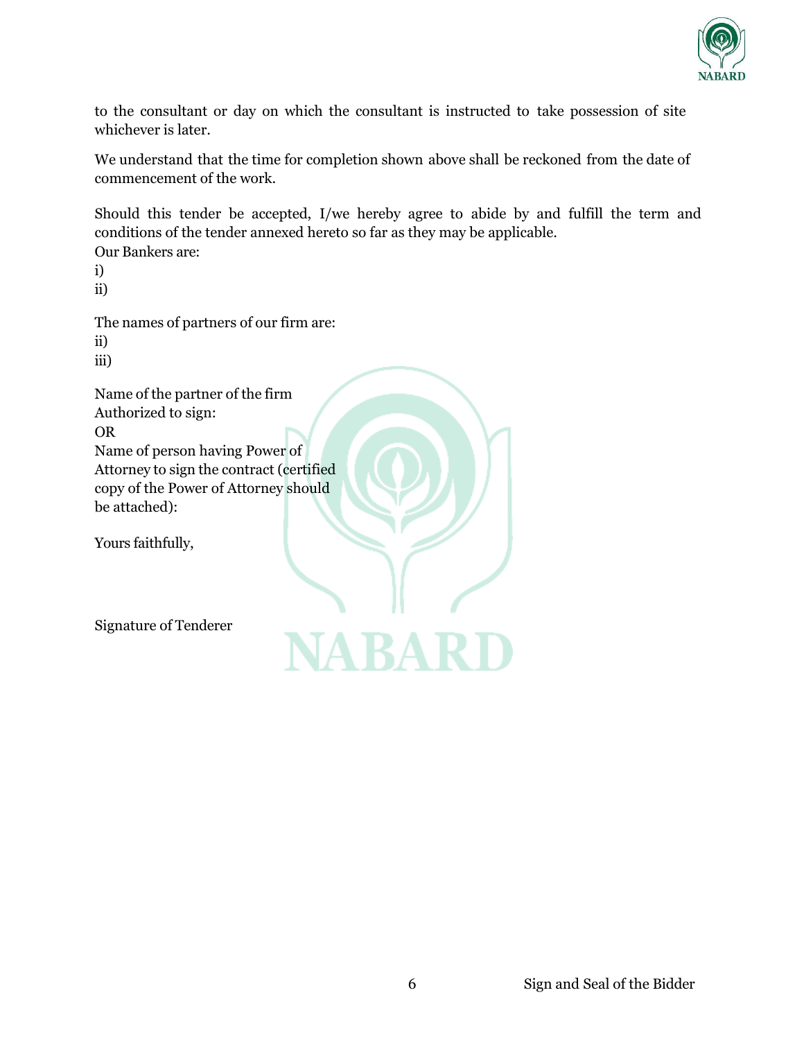to the consultant or day on which the consultant is instructed to take possession of site whichever is later.

We understand that the time for completion shown above shall be reckoned from the date of commencement of the work.

Should this tender be accepted, I/we hereby agree to abide by and fulfill the term and conditions of the tender annexed hereto so far as they may be applicable.

Our Bankers are:

i)

ii)

The names of partners of our firm are:

ii)

iii)

Name of the partner of the firm
Authorized to sign:

OR

Name of person having Power of Attorney to sign the contract (certified copy of the Power of Attorney should be attached):

Yours faithfully,

Signature of Tenderer

Sign and Seal of the Bidder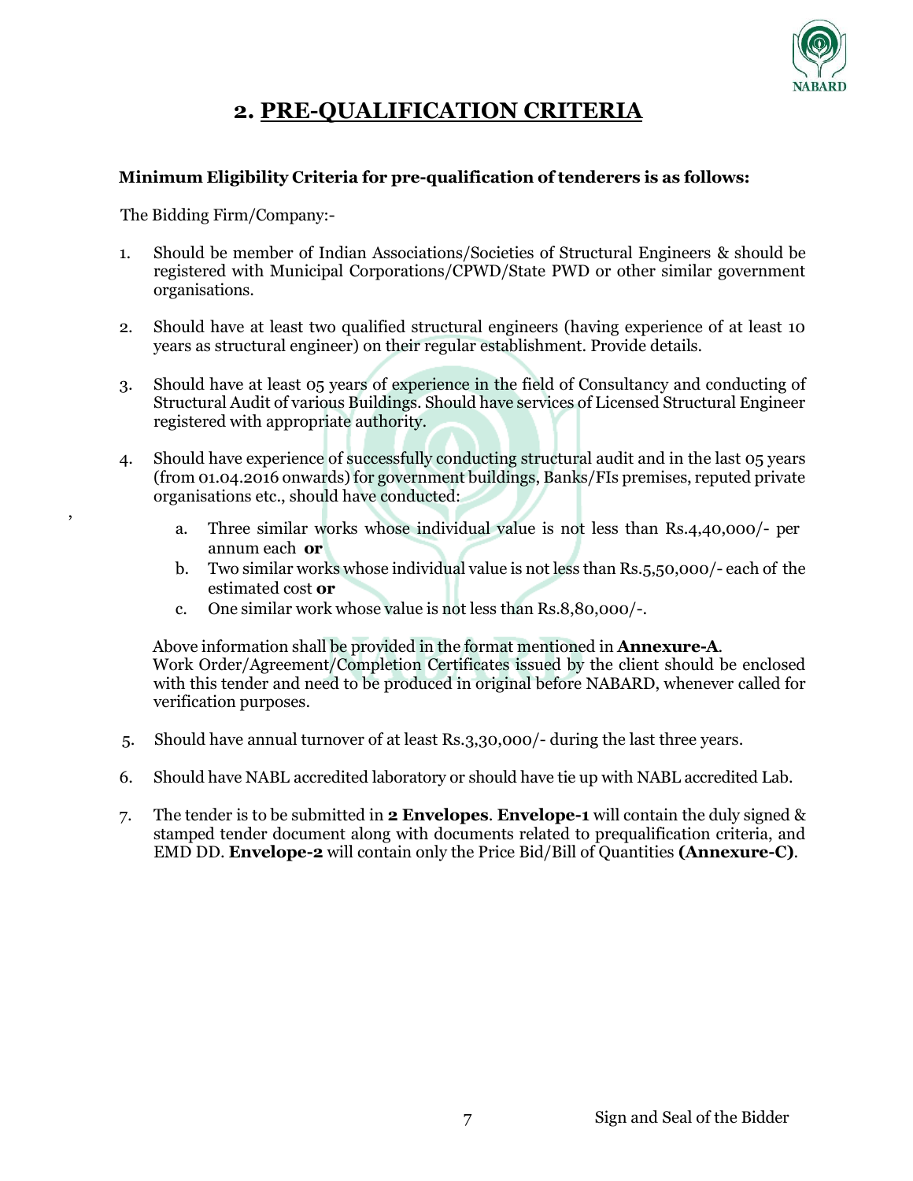# 2. PRE-QUALIFICATION CRITERIA

**Minimum Eligibility Criteria for pre-qualification of tenderers is as follows:**

The Bidding Firm/Company:-

1. Should be member of Indian Associations/Societies of Structural Engineers & should be registered with Municipal Corporations/CPWD/State PWD or other similar government organisations.

2. Should have at least two qualified structural engineers (having experience of at least 10 years as structural engineer) on their regular establishment. Provide details.

3. Should have at least 05 years of experience in the field of Consultancy and conducting of Structural Audit of various Buildings. Should have services of Licensed Structural Engineer registered with appropriate authority.

4. Should have experience of successfully conducting structural audit and in the last 05 years (from 01.04.2016 onwards) for government buildings, Banks/FIs premises, reputed private organisations etc., should have conducted:

   a. Three similar works whose individual value is not less than Rs.4,40,000/- per annum each **or**
   b. Two similar works whose individual value is not less than Rs.5,50,000/- each of the estimated cost **or**
   c. One similar work whose value is not less than Rs.8,80,000/-.

   Above information shall be provided in the format mentioned in **Annexure-A**.
   Work Order/Agreement/Completion Certificates issued by the client should be enclosed with this tender and need to be produced in original before NABARD, whenever called for verification purposes.

5. Should have annual turnover of at least Rs.3,30,000/- during the last three years.

6. Should have NABL accredited laboratory or should have tie up with NABL accredited Lab.

7. The tender is to be submitted in **2 Envelopes**. **Envelope-1** will contain the duly signed & stamped tender document along with documents related to prequalification criteria, and EMD DD. **Envelope-2** will contain only the Price Bid/Bill of Quantities **(Annexure-C)**.

Sign and Seal of the Bidder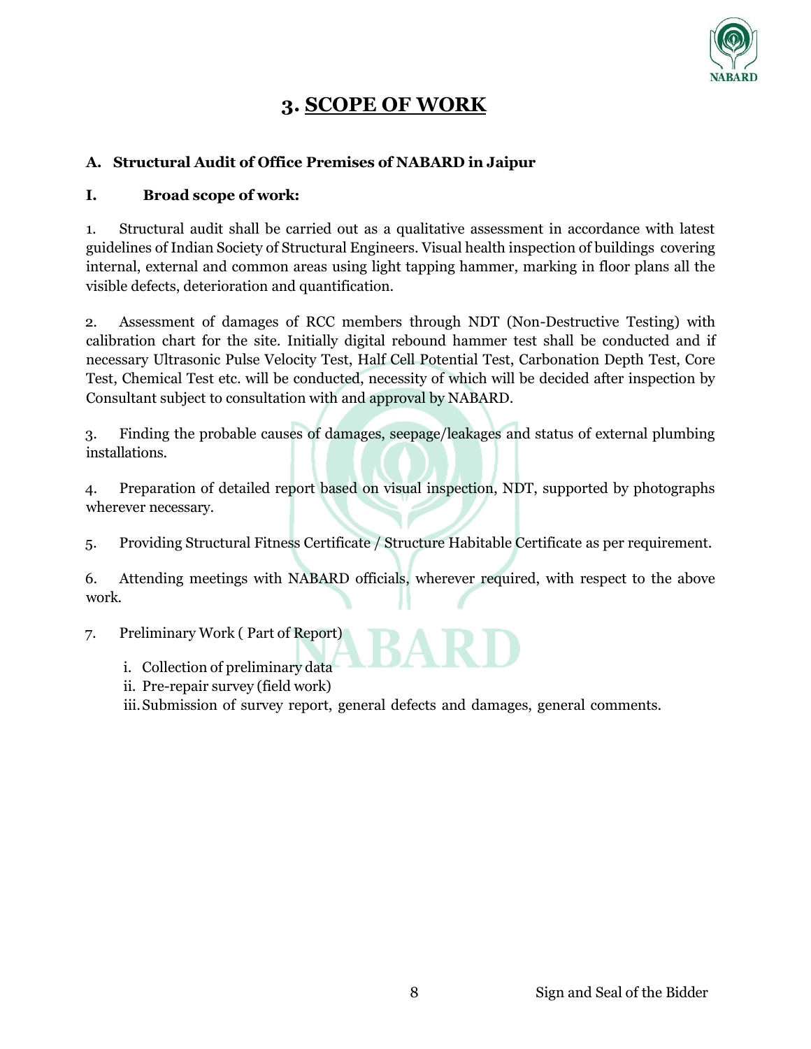# 3. SCOPE OF WORK

**A. Structural Audit of Office Premises of NABARD in Jaipur**

**I. Broad scope of work:**

1. Structural audit shall be carried out as a qualitative assessment in accordance with latest guidelines of Indian Society of Structural Engineers. Visual health inspection of buildings covering internal, external and common areas using light tapping hammer, marking in floor plans all the visible defects, deterioration and quantification.

2. Assessment of damages of RCC members through NDT (Non-Destructive Testing) with calibration chart for the site. Initially digital rebound hammer test shall be conducted and if necessary Ultrasonic Pulse Velocity Test, Half Cell Potential Test, Carbonation Depth Test, Core Test, Chemical Test etc. will be conducted, necessity of which will be decided after inspection by Consultant subject to consultation with and approval by NABARD.

3. Finding the probable causes of damages, seepage/leakages and status of external plumbing installations.

4. Preparation of detailed report based on visual inspection, NDT, supported by photographs wherever necessary.

5. Providing Structural Fitness Certificate / Structure Habitable Certificate as per requirement.

6. Attending meetings with NABARD officials, wherever required, with respect to the above work.

7. Preliminary Work ( Part of Report)

   i. Collection of preliminary data
   ii. Pre-repair survey (field work)
   iii. Submission of survey report, general defects and damages, general comments.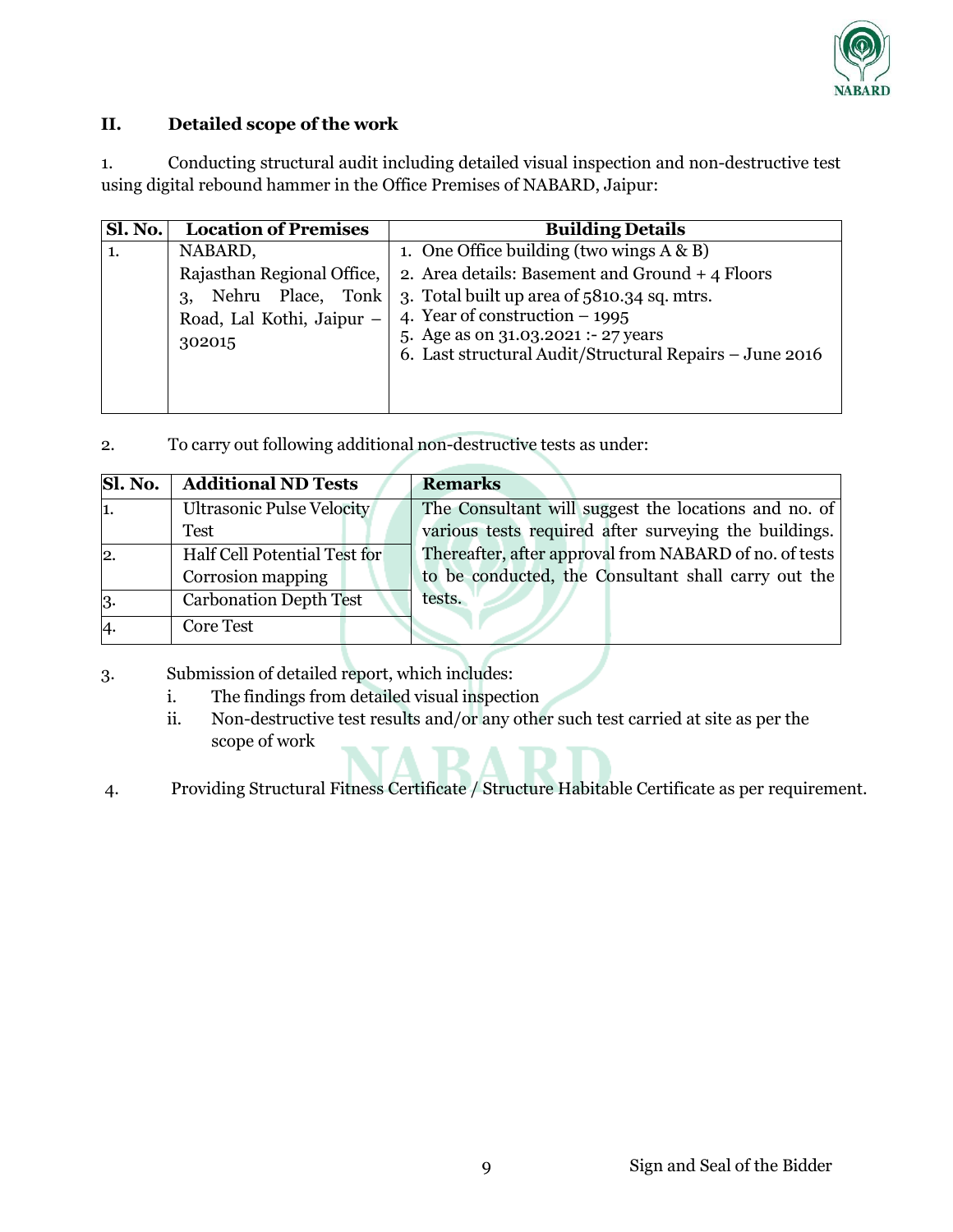## II. Detailed scope of the work

1. Conducting structural audit including detailed visual inspection and non-destructive test using digital rebound hammer in the Office Premises of NABARD, Jaipur:

| Sl. No. | Location of Premises | Building Details |
|---|---|---|
| 1. | NABARD, Rajasthan Regional Office, 3, Nehru Place, Tonk Road, Lal Kothi, Jaipur – 302015 | 1. One Office building (two wings A & B)<br>2. Area details: Basement and Ground + 4 Floors<br>3. Total built up area of 5810.34 sq. mtrs.<br>4. Year of construction – 1995<br>5. Age as on 31.03.2021 :- 27 years<br>6. Last structural Audit/Structural Repairs – June 2016 |

2. To carry out following additional non-destructive tests as under:

| Sl. No. | Additional ND Tests | Remarks |
|---|---|---|
| 1. | Ultrasonic Pulse Velocity Test | The Consultant will suggest the locations and no. of various tests required after surveying the buildings. Thereafter, after approval from NABARD of no. of tests to be conducted, the Consultant shall carry out the tests. |
| 2. | Half Cell Potential Test for Corrosion mapping | |
| 3. | Carbonation Depth Test | |
| 4. | Core Test | |

3. Submission of detailed report, which includes:
   i. The findings from detailed visual inspection
   ii. Non-destructive test results and/or any other such test carried at site as per the scope of work

4. Providing Structural Fitness Certificate / Structure Habitable Certificate as per requirement.

Sign and Seal of the Bidder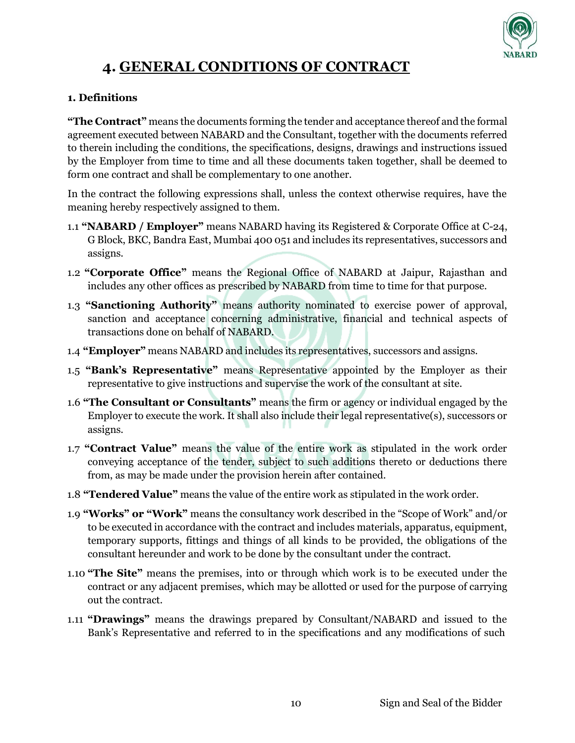# 4. GENERAL CONDITIONS OF CONTRACT

### 1. Definitions

**"The Contract"** means the documents forming the tender and acceptance thereof and the formal agreement executed between NABARD and the Consultant, together with the documents referred to therein including the conditions, the specifications, designs, drawings and instructions issued by the Employer from time to time and all these documents taken together, shall be deemed to form one contract and shall be complementary to one another.

In the contract the following expressions shall, unless the context otherwise requires, have the meaning hereby respectively assigned to them.

1.1 **"NABARD / Employer"** means NABARD having its Registered & Corporate Office at C-24, G Block, BKC, Bandra East, Mumbai 400 051 and includes its representatives, successors and assigns.

1.2 **"Corporate Office"** means the Regional Office of NABARD at Jaipur, Rajasthan and includes any other offices as prescribed by NABARD from time to time for that purpose.

1.3 **"Sanctioning Authority"** means authority nominated to exercise power of approval, sanction and acceptance concerning administrative, financial and technical aspects of transactions done on behalf of NABARD.

1.4 **"Employer"** means NABARD and includes its representatives, successors and assigns.

1.5 **"Bank's Representative"** means Representative appointed by the Employer as their representative to give instructions and supervise the work of the consultant at site.

1.6 **"The Consultant or Consultants"** means the firm or agency or individual engaged by the Employer to execute the work. It shall also include their legal representative(s), successors or assigns.

1.7 **"Contract Value"** means the value of the entire work as stipulated in the work order conveying acceptance of the tender, subject to such additions thereto or deductions there from, as may be made under the provision herein after contained.

1.8 **"Tendered Value"** means the value of the entire work as stipulated in the work order.

1.9 **"Works" or "Work"** means the consultancy work described in the "Scope of Work" and/or to be executed in accordance with the contract and includes materials, apparatus, equipment, temporary supports, fittings and things of all kinds to be provided, the obligations of the consultant hereunder and work to be done by the consultant under the contract.

1.10 **"The Site"** means the premises, into or through which work is to be executed under the contract or any adjacent premises, which may be allotted or used for the purpose of carrying out the contract.

1.11 **"Drawings"** means the drawings prepared by Consultant/NABARD and issued to the Bank's Representative and referred to in the specifications and any modifications of such

Sign and Seal of the Bidder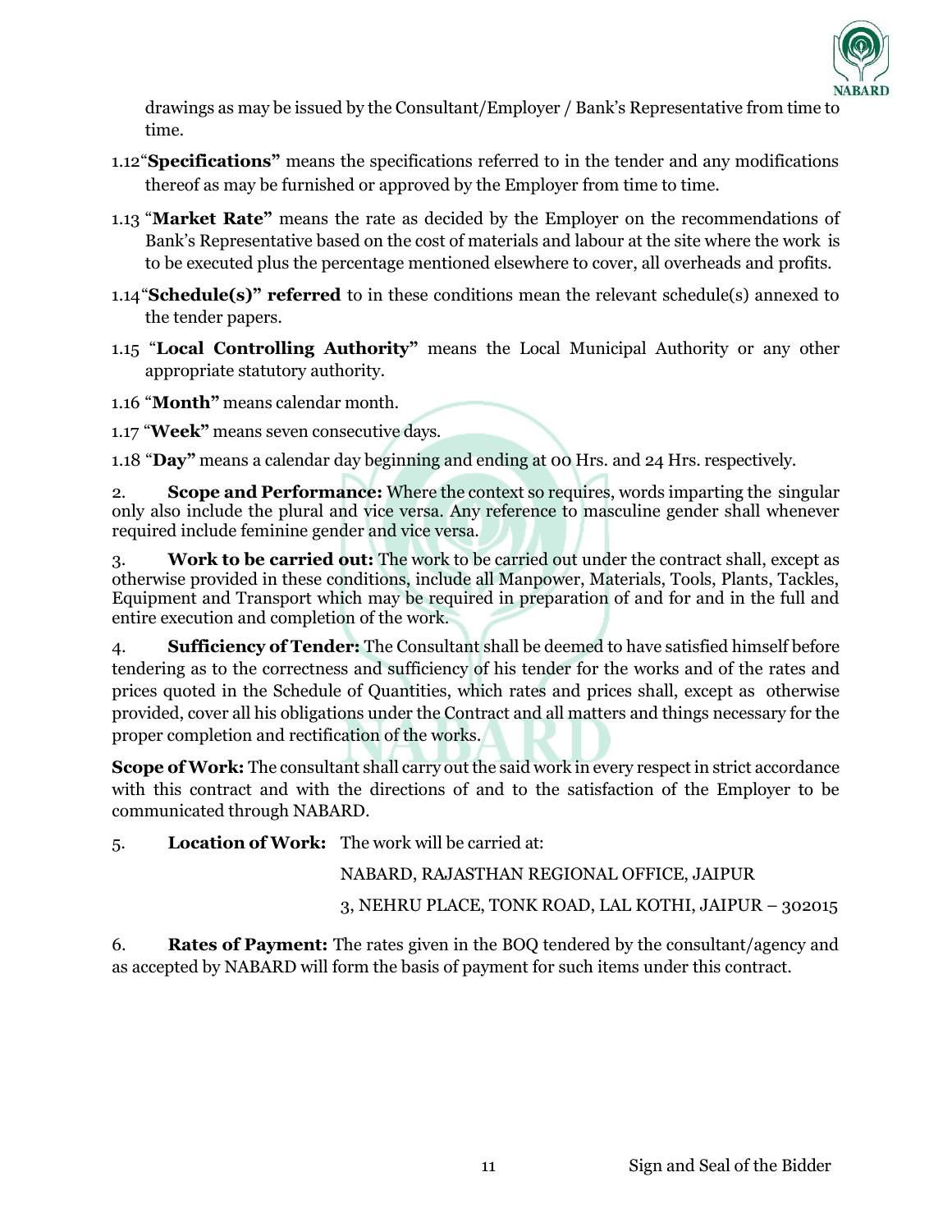drawings as may be issued by the Consultant/Employer / Bank's Representative from time to time.

1.12 "**Specifications"** means the specifications referred to in the tender and any modifications thereof as may be furnished or approved by the Employer from time to time.

1.13 "**Market Rate"** means the rate as decided by the Employer on the recommendations of Bank's Representative based on the cost of materials and labour at the site where the work is to be executed plus the percentage mentioned elsewhere to cover, all overheads and profits.

1.14 "**Schedule(s)" referred** to in these conditions mean the relevant schedule(s) annexed to the tender papers.

1.15 "**Local Controlling Authority"** means the Local Municipal Authority or any other appropriate statutory authority.

1.16 "**Month"** means calendar month.

1.17 "**Week"** means seven consecutive days.

1.18 "**Day"** means a calendar day beginning and ending at 00 Hrs. and 24 Hrs. respectively.

2. **Scope and Performance:** Where the context so requires, words imparting the singular only also include the plural and vice versa. Any reference to masculine gender shall whenever required include feminine gender and vice versa.

3. **Work to be carried out:** The work to be carried out under the contract shall, except as otherwise provided in these conditions, include all Manpower, Materials, Tools, Plants, Tackles, Equipment and Transport which may be required in preparation of and for and in the full and entire execution and completion of the work.

4. **Sufficiency of Tender:** The Consultant shall be deemed to have satisfied himself before tendering as to the correctness and sufficiency of his tender for the works and of the rates and prices quoted in the Schedule of Quantities, which rates and prices shall, except as otherwise provided, cover all his obligations under the Contract and all matters and things necessary for the proper completion and rectification of the works.

**Scope of Work:** The consultant shall carry out the said work in every respect in strict accordance with this contract and with the directions of and to the satisfaction of the Employer to be communicated through NABARD.

5. **Location of Work:** The work will be carried at:

NABARD, RAJASTHAN REGIONAL OFFICE, JAIPUR

3, NEHRU PLACE, TONK ROAD, LAL KOTHI, JAIPUR – 302015

6. **Rates of Payment:** The rates given in the BOQ tendered by the consultant/agency and as accepted by NABARD will form the basis of payment for such items under this contract.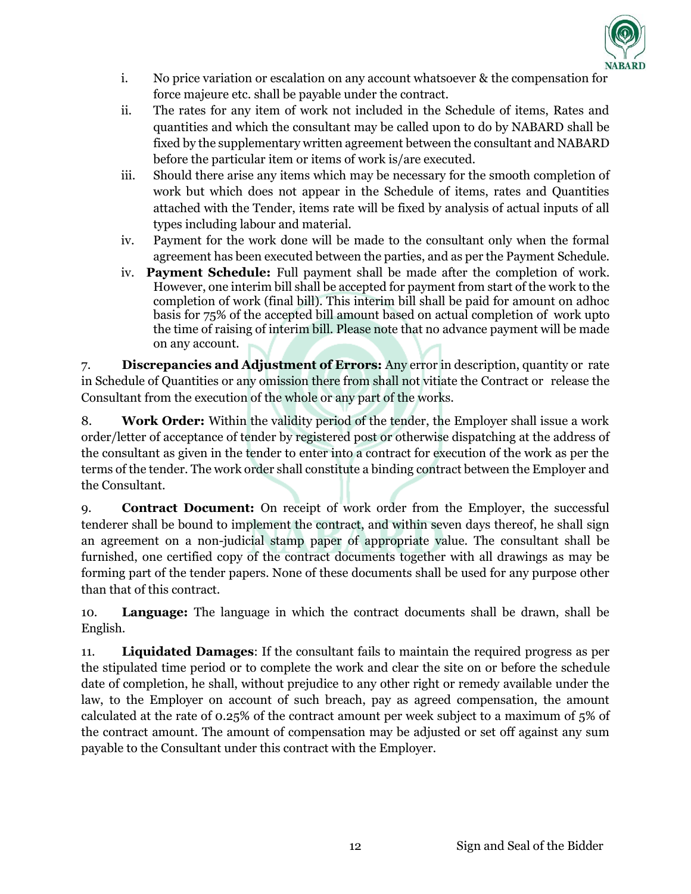i. No price variation or escalation on any account whatsoever & the compensation for force majeure etc. shall be payable under the contract.

ii. The rates for any item of work not included in the Schedule of items, Rates and quantities and which the consultant may be called upon to do by NABARD shall be fixed by the supplementary written agreement between the consultant and NABARD before the particular item or items of work is/are executed.

iii. Should there arise any items which may be necessary for the smooth completion of work but which does not appear in the Schedule of items, rates and Quantities attached with the Tender, items rate will be fixed by analysis of actual inputs of all types including labour and material.

iv. Payment for the work done will be made to the consultant only when the formal agreement has been executed between the parties, and as per the Payment Schedule.

iv. **Payment Schedule:** Full payment shall be made after the completion of work. However, one interim bill shall be accepted for payment from start of the work to the completion of work (final bill). This interim bill shall be paid for amount on adhoc basis for 75% of the accepted bill amount based on actual completion of work upto the time of raising of interim bill. Please note that no advance payment will be made on any account.

7. **Discrepancies and Adjustment of Errors:** Any error in description, quantity or rate in Schedule of Quantities or any omission there from shall not vitiate the Contract or release the Consultant from the execution of the whole or any part of the works.

8. **Work Order:** Within the validity period of the tender, the Employer shall issue a work order/letter of acceptance of tender by registered post or otherwise dispatching at the address of the consultant as given in the tender to enter into a contract for execution of the work as per the terms of the tender. The work order shall constitute a binding contract between the Employer and the Consultant.

9. **Contract Document:** On receipt of work order from the Employer, the successful tenderer shall be bound to implement the contract, and within seven days thereof, he shall sign an agreement on a non-judicial stamp paper of appropriate value. The consultant shall be furnished, one certified copy of the contract documents together with all drawings as may be forming part of the tender papers. None of these documents shall be used for any purpose other than that of this contract.

10. **Language:** The language in which the contract documents shall be drawn, shall be English.

11. **Liquidated Damages**: If the consultant fails to maintain the required progress as per the stipulated time period or to complete the work and clear the site on or before the schedule date of completion, he shall, without prejudice to any other right or remedy available under the law, to the Employer on account of such breach, pay as agreed compensation, the amount calculated at the rate of 0.25% of the contract amount per week subject to a maximum of 5% of the contract amount. The amount of compensation may be adjusted or set off against any sum payable to the Consultant under this contract with the Employer.

Sign and Seal of the Bidder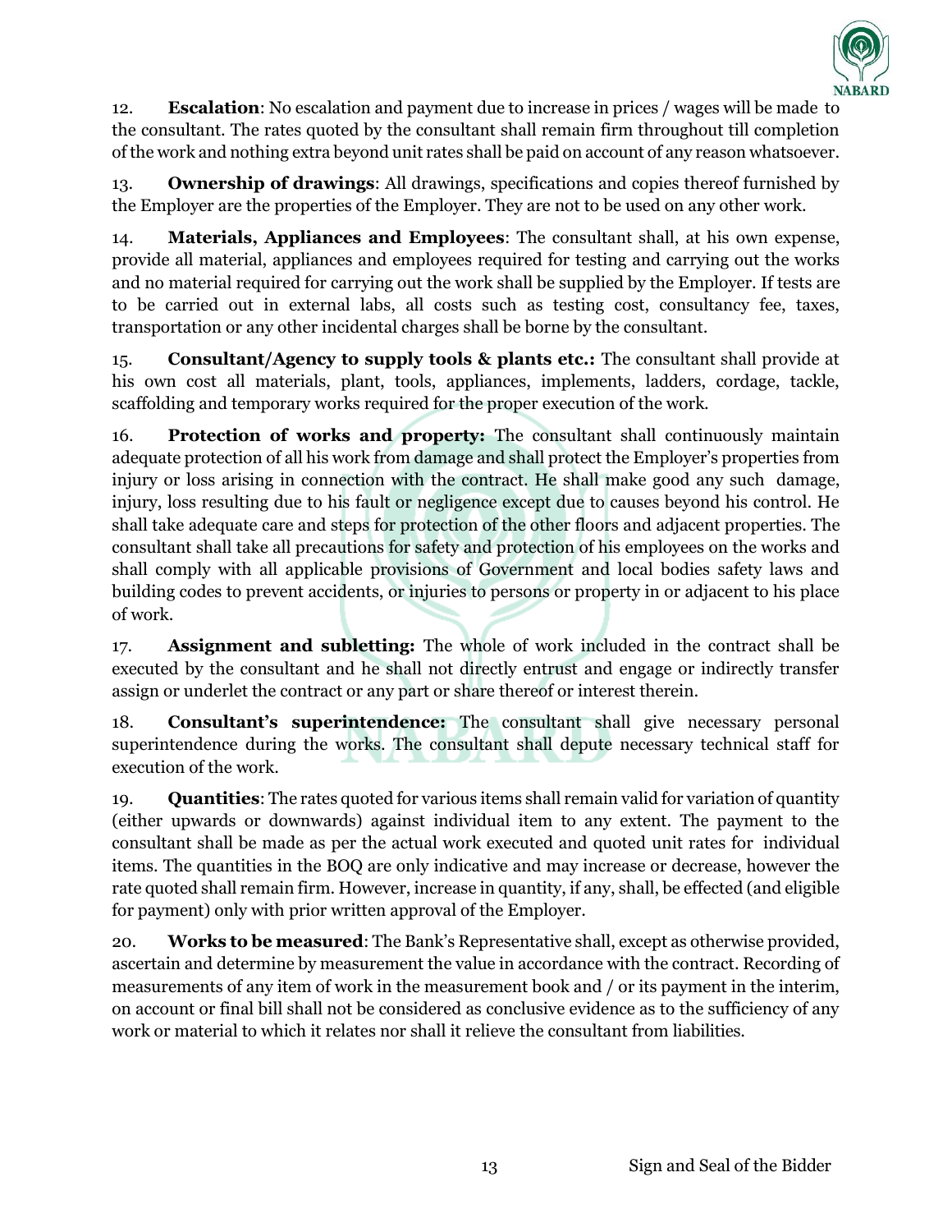12. **Escalation**: No escalation and payment due to increase in prices / wages will be made to the consultant. The rates quoted by the consultant shall remain firm throughout till completion of the work and nothing extra beyond unit rates shall be paid on account of any reason whatsoever.

13. **Ownership of drawings**: All drawings, specifications and copies thereof furnished by the Employer are the properties of the Employer. They are not to be used on any other work.

14. **Materials, Appliances and Employees**: The consultant shall, at his own expense, provide all material, appliances and employees required for testing and carrying out the works and no material required for carrying out the work shall be supplied by the Employer. If tests are to be carried out in external labs, all costs such as testing cost, consultancy fee, taxes, transportation or any other incidental charges shall be borne by the consultant.

15. **Consultant/Agency to supply tools & plants etc.:** The consultant shall provide at his own cost all materials, plant, tools, appliances, implements, ladders, cordage, tackle, scaffolding and temporary works required for the proper execution of the work.

16. **Protection of works and property:** The consultant shall continuously maintain adequate protection of all his work from damage and shall protect the Employer's properties from injury or loss arising in connection with the contract. He shall make good any such damage, injury, loss resulting due to his fault or negligence except due to causes beyond his control. He shall take adequate care and steps for protection of the other floors and adjacent properties. The consultant shall take all precautions for safety and protection of his employees on the works and shall comply with all applicable provisions of Government and local bodies safety laws and building codes to prevent accidents, or injuries to persons or property in or adjacent to his place of work.

17. **Assignment and subletting:** The whole of work included in the contract shall be executed by the consultant and he shall not directly entrust and engage or indirectly transfer assign or underlet the contract or any part or share thereof or interest therein.

18. **Consultant's superintendence:** The consultant shall give necessary personal superintendence during the works. The consultant shall depute necessary technical staff for execution of the work.

19. **Quantities**: The rates quoted for various items shall remain valid for variation of quantity (either upwards or downwards) against individual item to any extent. The payment to the consultant shall be made as per the actual work executed and quoted unit rates for individual items. The quantities in the BOQ are only indicative and may increase or decrease, however the rate quoted shall remain firm. However, increase in quantity, if any, shall, be effected (and eligible for payment) only with prior written approval of the Employer.

20. **Works to be measured**: The Bank's Representative shall, except as otherwise provided, ascertain and determine by measurement the value in accordance with the contract. Recording of measurements of any item of work in the measurement book and / or its payment in the interim, on account or final bill shall not be considered as conclusive evidence as to the sufficiency of any work or material to which it relates nor shall it relieve the consultant from liabilities.

Sign and Seal of the Bidder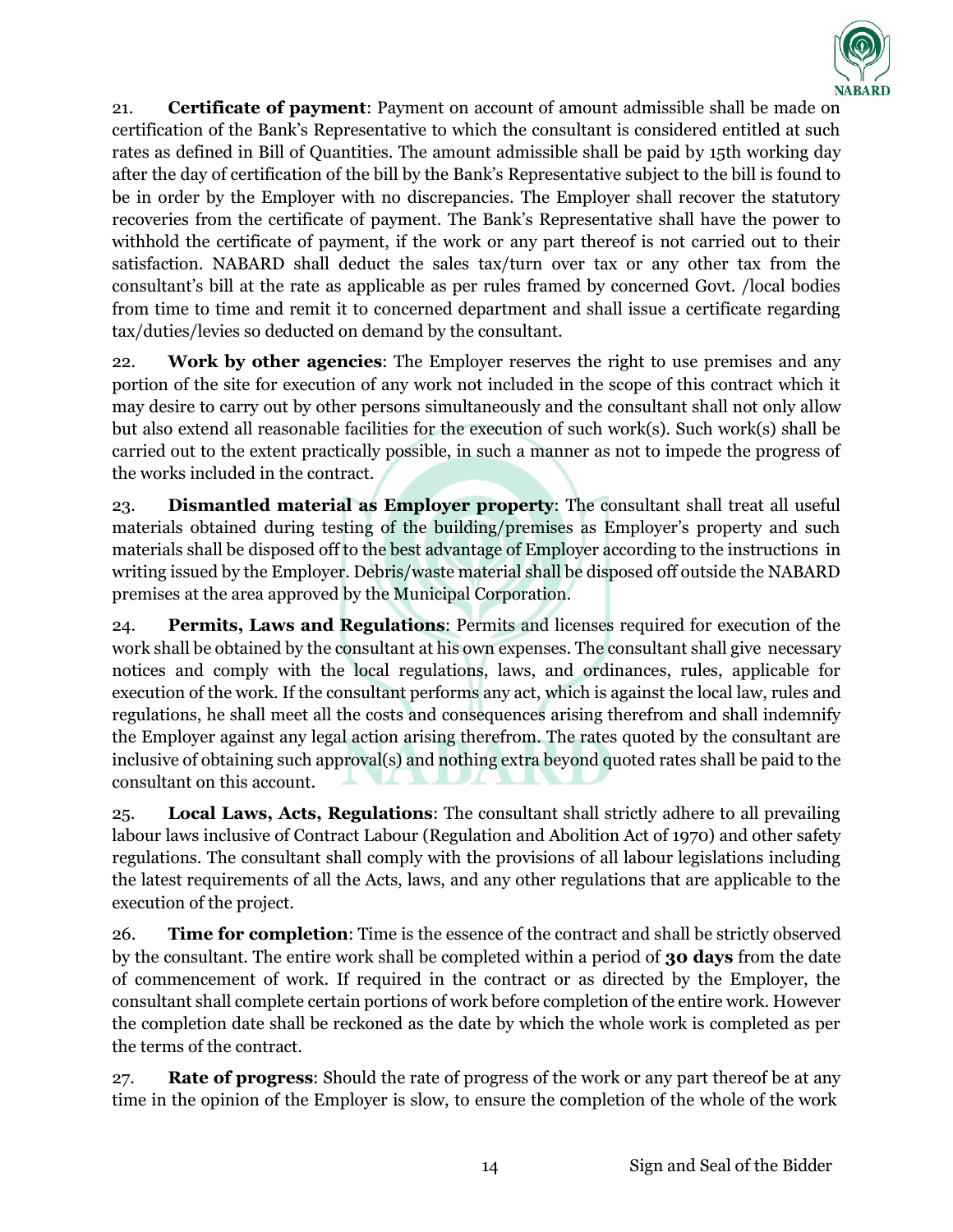21. **Certificate of payment**: Payment on account of amount admissible shall be made on certification of the Bank's Representative to which the consultant is considered entitled at such rates as defined in Bill of Quantities. The amount admissible shall be paid by 15th working day after the day of certification of the bill by the Bank's Representative subject to the bill is found to be in order by the Employer with no discrepancies. The Employer shall recover the statutory recoveries from the certificate of payment. The Bank's Representative shall have the power to withhold the certificate of payment, if the work or any part thereof is not carried out to their satisfaction. NABARD shall deduct the sales tax/turn over tax or any other tax from the consultant's bill at the rate as applicable as per rules framed by concerned Govt. /local bodies from time to time and remit it to concerned department and shall issue a certificate regarding tax/duties/levies so deducted on demand by the consultant.

22. **Work by other agencies**: The Employer reserves the right to use premises and any portion of the site for execution of any work not included in the scope of this contract which it may desire to carry out by other persons simultaneously and the consultant shall not only allow but also extend all reasonable facilities for the execution of such work(s). Such work(s) shall be carried out to the extent practically possible, in such a manner as not to impede the progress of the works included in the contract.

23. **Dismantled material as Employer property**: The consultant shall treat all useful materials obtained during testing of the building/premises as Employer's property and such materials shall be disposed off to the best advantage of Employer according to the instructions in writing issued by the Employer. Debris/waste material shall be disposed off outside the NABARD premises at the area approved by the Municipal Corporation.

24. **Permits, Laws and Regulations**: Permits and licenses required for execution of the work shall be obtained by the consultant at his own expenses. The consultant shall give necessary notices and comply with the local regulations, laws, and ordinances, rules, applicable for execution of the work. If the consultant performs any act, which is against the local law, rules and regulations, he shall meet all the costs and consequences arising therefrom and shall indemnify the Employer against any legal action arising therefrom. The rates quoted by the consultant are inclusive of obtaining such approval(s) and nothing extra beyond quoted rates shall be paid to the consultant on this account.

25. **Local Laws, Acts, Regulations**: The consultant shall strictly adhere to all prevailing labour laws inclusive of Contract Labour (Regulation and Abolition Act of 1970) and other safety regulations. The consultant shall comply with the provisions of all labour legislations including the latest requirements of all the Acts, laws, and any other regulations that are applicable to the execution of the project.

26. **Time for completion**: Time is the essence of the contract and shall be strictly observed by the consultant. The entire work shall be completed within a period of **30 days** from the date of commencement of work. If required in the contract or as directed by the Employer, the consultant shall complete certain portions of work before completion of the entire work. However the completion date shall be reckoned as the date by which the whole work is completed as per the terms of the contract.

27. **Rate of progress**: Should the rate of progress of the work or any part thereof be at any time in the opinion of the Employer is slow, to ensure the completion of the whole of the work

Sign and Seal of the Bidder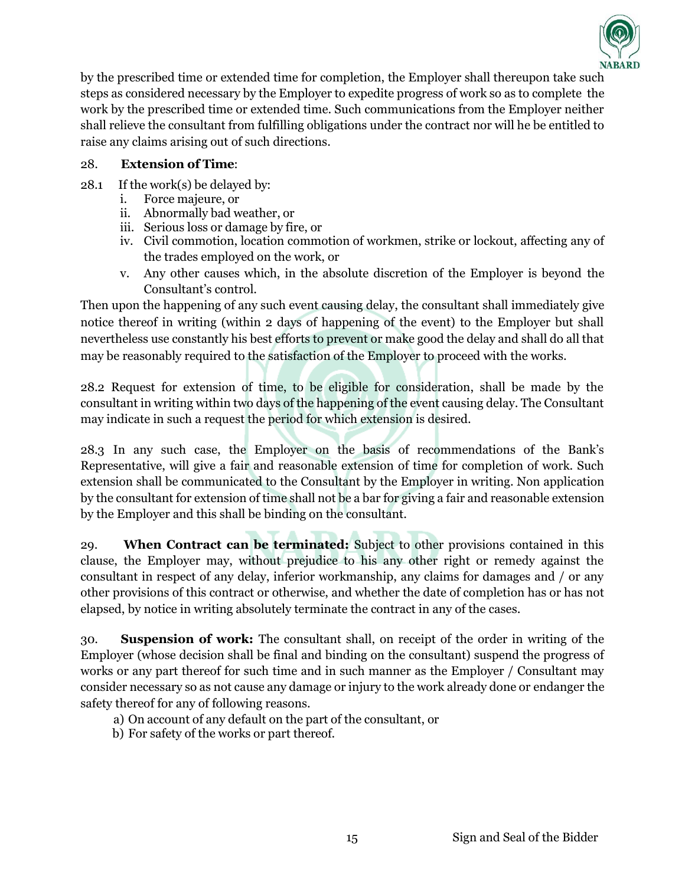by the prescribed time or extended time for completion, the Employer shall thereupon take such steps as considered necessary by the Employer to expedite progress of work so as to complete the work by the prescribed time or extended time. Such communications from the Employer neither shall relieve the consultant from fulfilling obligations under the contract nor will he be entitled to raise any claims arising out of such directions.

28. **Extension of Time**:

28.1 If the work(s) be delayed by:

i. Force majeure, or
ii. Abnormally bad weather, or
iii. Serious loss or damage by fire, or
iv. Civil commotion, location commotion of workmen, strike or lockout, affecting any of the trades employed on the work, or
v. Any other causes which, in the absolute discretion of the Employer is beyond the Consultant's control.

Then upon the happening of any such event causing delay, the consultant shall immediately give notice thereof in writing (within 2 days of happening of the event) to the Employer but shall nevertheless use constantly his best efforts to prevent or make good the delay and shall do all that may be reasonably required to the satisfaction of the Employer to proceed with the works.

28.2 Request for extension of time, to be eligible for consideration, shall be made by the consultant in writing within two days of the happening of the event causing delay. The Consultant may indicate in such a request the period for which extension is desired.

28.3 In any such case, the Employer on the basis of recommendations of the Bank's Representative, will give a fair and reasonable extension of time for completion of work. Such extension shall be communicated to the Consultant by the Employer in writing. Non application by the consultant for extension of time shall not be a bar for giving a fair and reasonable extension by the Employer and this shall be binding on the consultant.

29. **When Contract can be terminated:** Subject to other provisions contained in this clause, the Employer may, without prejudice to his any other right or remedy against the consultant in respect of any delay, inferior workmanship, any claims for damages and / or any other provisions of this contract or otherwise, and whether the date of completion has or has not elapsed, by notice in writing absolutely terminate the contract in any of the cases.

30. **Suspension of work:** The consultant shall, on receipt of the order in writing of the Employer (whose decision shall be final and binding on the consultant) suspend the progress of works or any part thereof for such time and in such manner as the Employer / Consultant may consider necessary so as not cause any damage or injury to the work already done or endanger the safety thereof for any of following reasons.

a) On account of any default on the part of the consultant, or
b) For safety of the works or part thereof.

Sign and Seal of the Bidder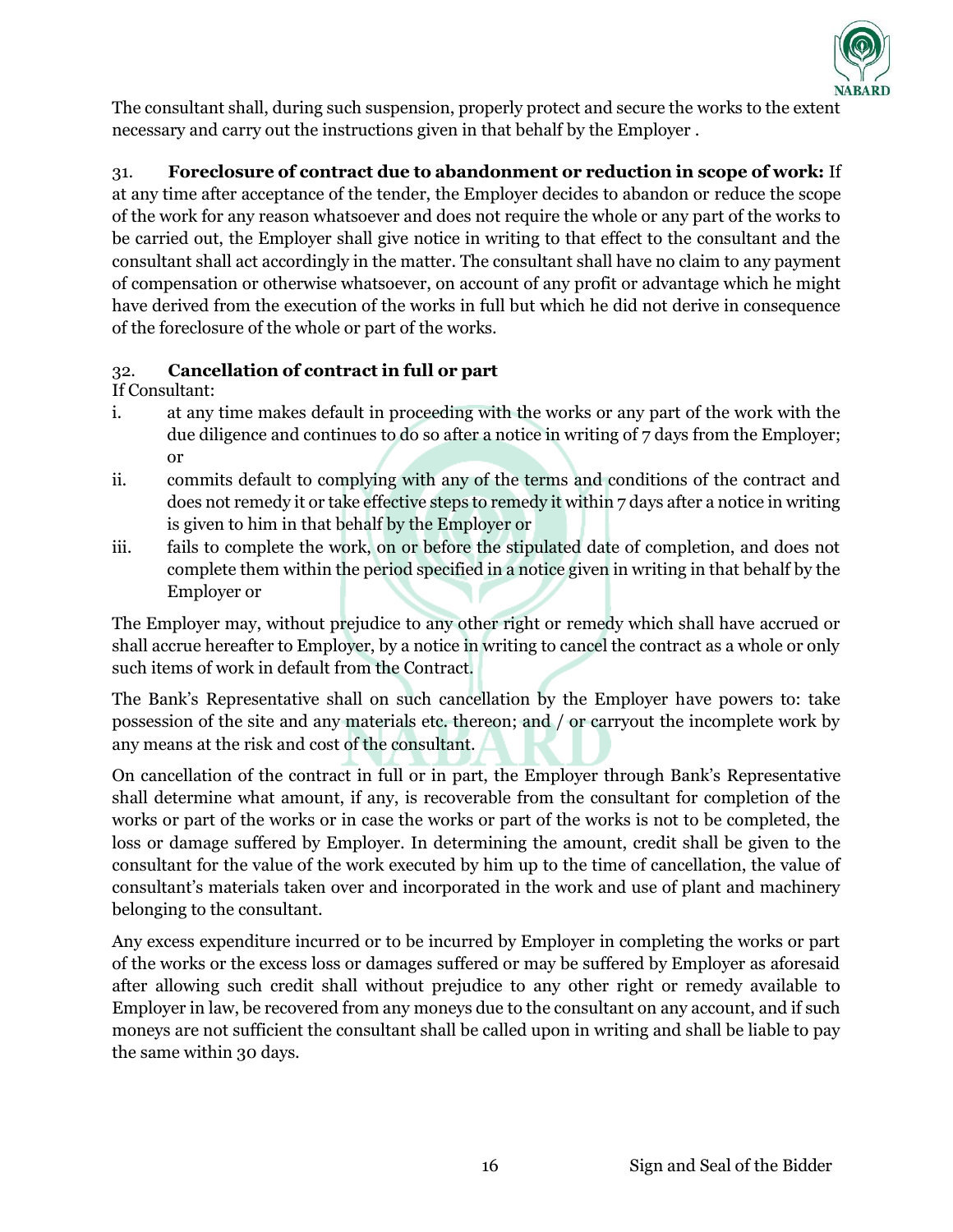The consultant shall, during such suspension, properly protect and secure the works to the extent necessary and carry out the instructions given in that behalf by the Employer .

31. **Foreclosure of contract due to abandonment or reduction in scope of work:** If at any time after acceptance of the tender, the Employer decides to abandon or reduce the scope of the work for any reason whatsoever and does not require the whole or any part of the works to be carried out, the Employer shall give notice in writing to that effect to the consultant and the consultant shall act accordingly in the matter. The consultant shall have no claim to any payment of compensation or otherwise whatsoever, on account of any profit or advantage which he might have derived from the execution of the works in full but which he did not derive in consequence of the foreclosure of the whole or part of the works.

32. **Cancellation of contract in full or part**

If Consultant:

i. at any time makes default in proceeding with the works or any part of the work with the due diligence and continues to do so after a notice in writing of 7 days from the Employer; or

ii. commits default to complying with any of the terms and conditions of the contract and does not remedy it or take effective steps to remedy it within 7 days after a notice in writing is given to him in that behalf by the Employer or

iii. fails to complete the work, on or before the stipulated date of completion, and does not complete them within the period specified in a notice given in writing in that behalf by the Employer or

The Employer may, without prejudice to any other right or remedy which shall have accrued or shall accrue hereafter to Employer, by a notice in writing to cancel the contract as a whole or only such items of work in default from the Contract.

The Bank's Representative shall on such cancellation by the Employer have powers to: take possession of the site and any materials etc. thereon; and / or carryout the incomplete work by any means at the risk and cost of the consultant.

On cancellation of the contract in full or in part, the Employer through Bank's Representative shall determine what amount, if any, is recoverable from the consultant for completion of the works or part of the works or in case the works or part of the works is not to be completed, the loss or damage suffered by Employer. In determining the amount, credit shall be given to the consultant for the value of the work executed by him up to the time of cancellation, the value of consultant's materials taken over and incorporated in the work and use of plant and machinery belonging to the consultant.

Any excess expenditure incurred or to be incurred by Employer in completing the works or part of the works or the excess loss or damages suffered or may be suffered by Employer as aforesaid after allowing such credit shall without prejudice to any other right or remedy available to Employer in law, be recovered from any moneys due to the consultant on any account, and if such moneys are not sufficient the consultant shall be called upon in writing and shall be liable to pay the same within 30 days.

Sign and Seal of the Bidder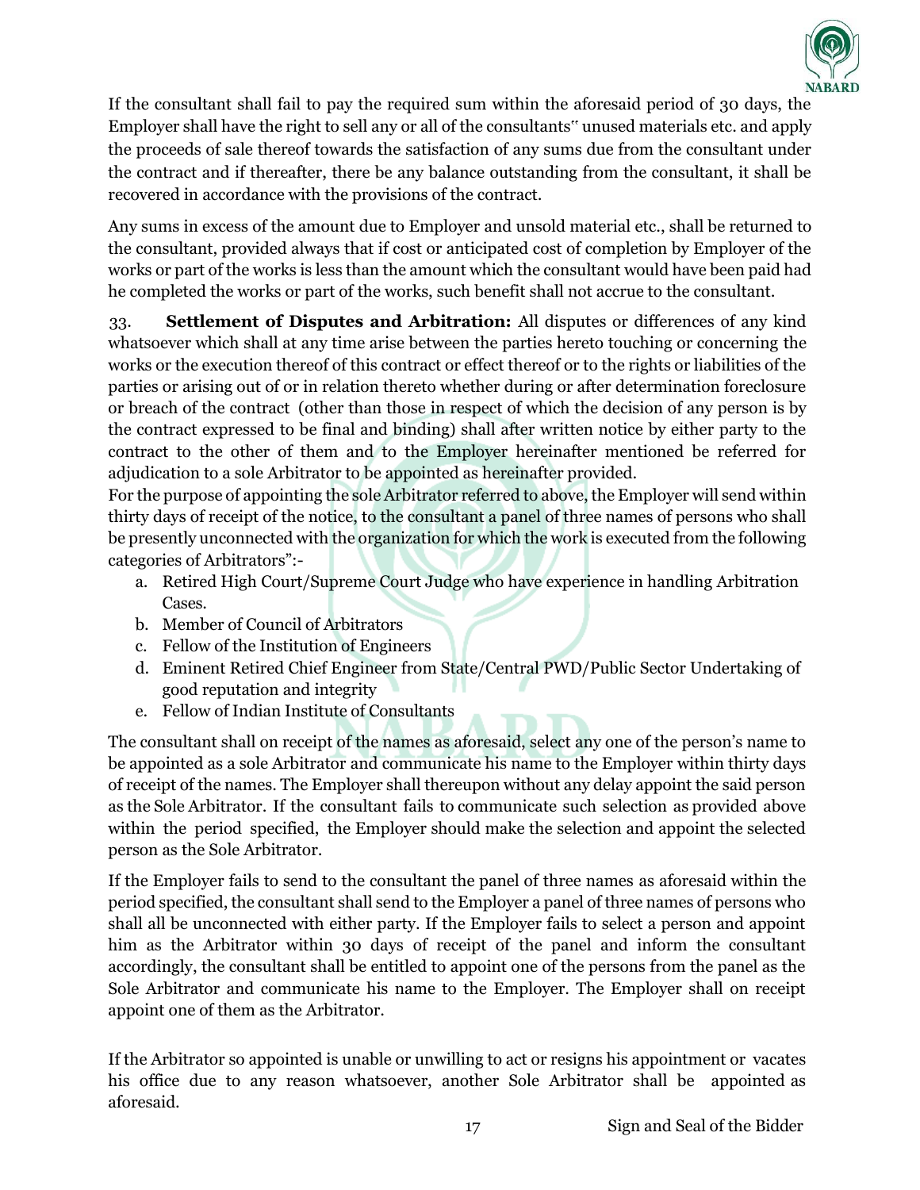If the consultant shall fail to pay the required sum within the aforesaid period of 30 days, the Employer shall have the right to sell any or all of the consultants" unused materials etc. and apply the proceeds of sale thereof towards the satisfaction of any sums due from the consultant under the contract and if thereafter, there be any balance outstanding from the consultant, it shall be recovered in accordance with the provisions of the contract.

Any sums in excess of the amount due to Employer and unsold material etc., shall be returned to the consultant, provided always that if cost or anticipated cost of completion by Employer of the works or part of the works is less than the amount which the consultant would have been paid had he completed the works or part of the works, such benefit shall not accrue to the consultant.

33. **Settlement of Disputes and Arbitration:** All disputes or differences of any kind whatsoever which shall at any time arise between the parties hereto touching or concerning the works or the execution thereof of this contract or effect thereof or to the rights or liabilities of the parties or arising out of or in relation thereto whether during or after determination foreclosure or breach of the contract (other than those in respect of which the decision of any person is by the contract expressed to be final and binding) shall after written notice by either party to the contract to the other of them and to the Employer hereinafter mentioned be referred for adjudication to a sole Arbitrator to be appointed as hereinafter provided.

For the purpose of appointing the sole Arbitrator referred to above, the Employer will send within thirty days of receipt of the notice, to the consultant a panel of three names of persons who shall be presently unconnected with the organization for which the work is executed from the following categories of Arbitrators":-

a. Retired High Court/Supreme Court Judge who have experience in handling Arbitration Cases.
b. Member of Council of Arbitrators
c. Fellow of the Institution of Engineers
d. Eminent Retired Chief Engineer from State/Central PWD/Public Sector Undertaking of good reputation and integrity
e. Fellow of Indian Institute of Consultants

The consultant shall on receipt of the names as aforesaid, select any one of the person's name to be appointed as a sole Arbitrator and communicate his name to the Employer within thirty days of receipt of the names. The Employer shall thereupon without any delay appoint the said person as the Sole Arbitrator. If the consultant fails to communicate such selection as provided above within the period specified, the Employer should make the selection and appoint the selected person as the Sole Arbitrator.

If the Employer fails to send to the consultant the panel of three names as aforesaid within the period specified, the consultant shall send to the Employer a panel of three names of persons who shall all be unconnected with either party. If the Employer fails to select a person and appoint him as the Arbitrator within 30 days of receipt of the panel and inform the consultant accordingly, the consultant shall be entitled to appoint one of the persons from the panel as the Sole Arbitrator and communicate his name to the Employer. The Employer shall on receipt appoint one of them as the Arbitrator.

If the Arbitrator so appointed is unable or unwilling to act or resigns his appointment or vacates his office due to any reason whatsoever, another Sole Arbitrator shall be appointed as aforesaid.

Sign and Seal of the Bidder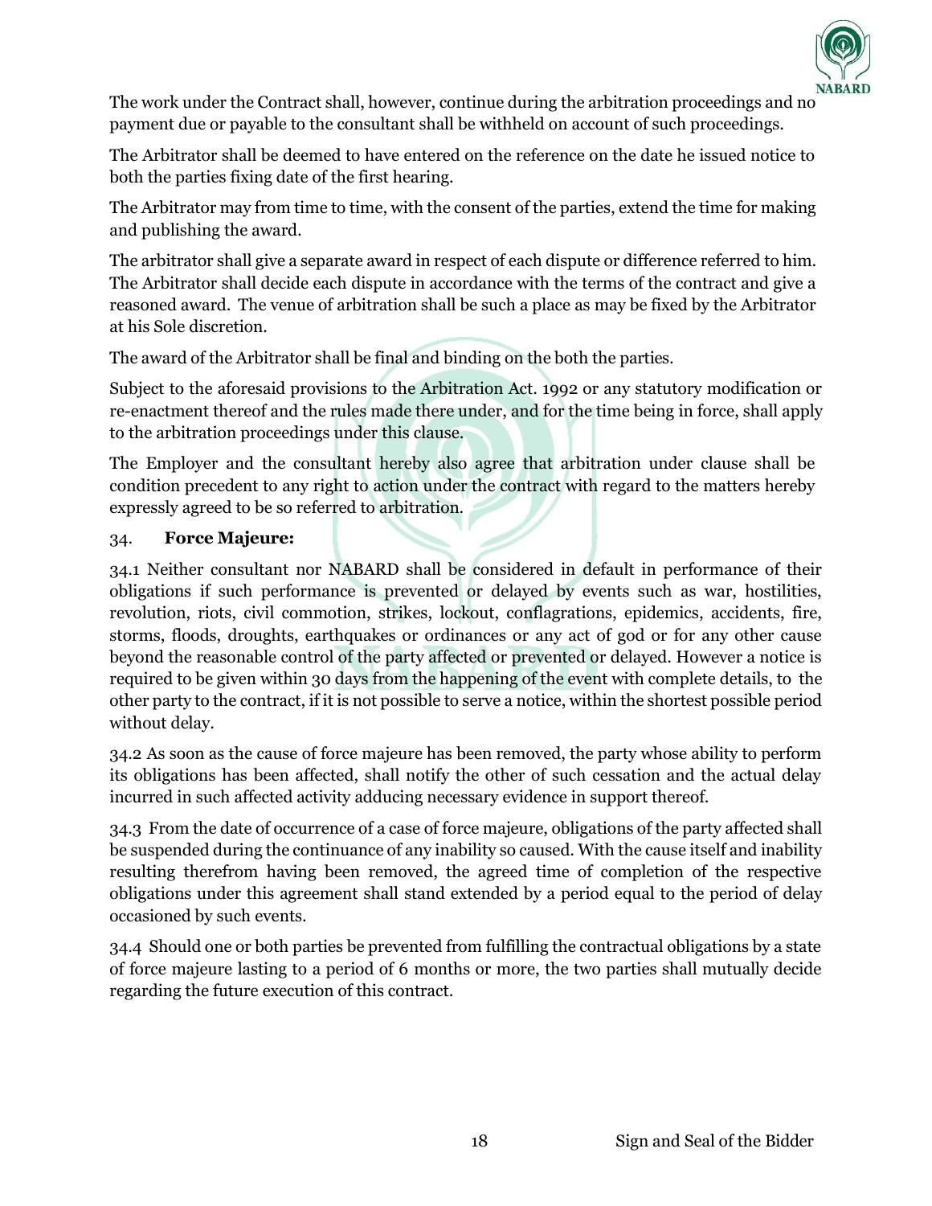The work under the Contract shall, however, continue during the arbitration proceedings and no payment due or payable to the consultant shall be withheld on account of such proceedings.

The Arbitrator shall be deemed to have entered on the reference on the date he issued notice to both the parties fixing date of the first hearing.

The Arbitrator may from time to time, with the consent of the parties, extend the time for making and publishing the award.

The arbitrator shall give a separate award in respect of each dispute or difference referred to him. The Arbitrator shall decide each dispute in accordance with the terms of the contract and give a reasoned award. The venue of arbitration shall be such a place as may be fixed by the Arbitrator at his Sole discretion.

The award of the Arbitrator shall be final and binding on the both the parties.

Subject to the aforesaid provisions to the Arbitration Act. 1992 or any statutory modification or re-enactment thereof and the rules made there under, and for the time being in force, shall apply to the arbitration proceedings under this clause.

The Employer and the consultant hereby also agree that arbitration under clause shall be condition precedent to any right to action under the contract with regard to the matters hereby expressly agreed to be so referred to arbitration.

34. **Force Majeure:**

34.1 Neither consultant nor NABARD shall be considered in default in performance of their obligations if such performance is prevented or delayed by events such as war, hostilities, revolution, riots, civil commotion, strikes, lockout, conflagrations, epidemics, accidents, fire, storms, floods, droughts, earthquakes or ordinances or any act of god or for any other cause beyond the reasonable control of the party affected or prevented or delayed. However a notice is required to be given within 30 days from the happening of the event with complete details, to the other party to the contract, if it is not possible to serve a notice, within the shortest possible period without delay.

34.2 As soon as the cause of force majeure has been removed, the party whose ability to perform its obligations has been affected, shall notify the other of such cessation and the actual delay incurred in such affected activity adducing necessary evidence in support thereof.

34.3 From the date of occurrence of a case of force majeure, obligations of the party affected shall be suspended during the continuance of any inability so caused. With the cause itself and inability resulting therefrom having been removed, the agreed time of completion of the respective obligations under this agreement shall stand extended by a period equal to the period of delay occasioned by such events.

34.4 Should one or both parties be prevented from fulfilling the contractual obligations by a state of force majeure lasting to a period of 6 months or more, the two parties shall mutually decide regarding the future execution of this contract.

Sign and Seal of the Bidder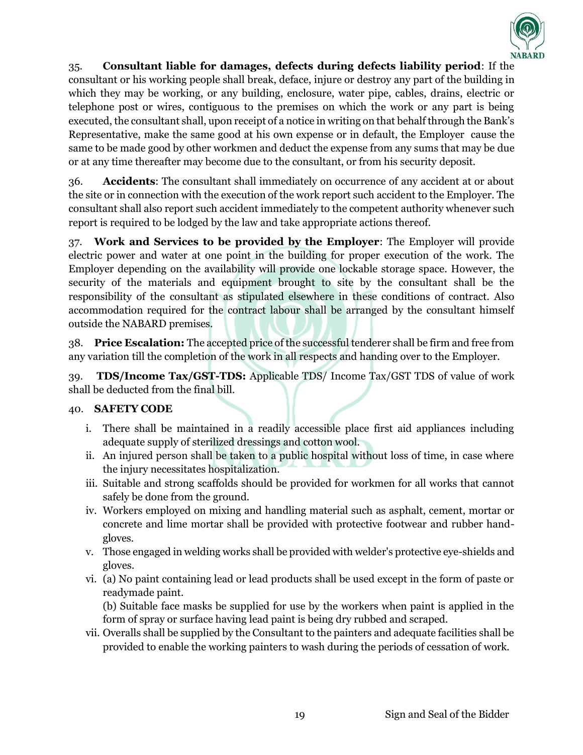35. **Consultant liable for damages, defects during defects liability period**: If the consultant or his working people shall break, deface, injure or destroy any part of the building in which they may be working, or any building, enclosure, water pipe, cables, drains, electric or telephone post or wires, contiguous to the premises on which the work or any part is being executed, the consultant shall, upon receipt of a notice in writing on that behalf through the Bank's Representative, make the same good at his own expense or in default, the Employer cause the same to be made good by other workmen and deduct the expense from any sums that may be due or at any time thereafter may become due to the consultant, or from his security deposit.

36. **Accidents**: The consultant shall immediately on occurrence of any accident at or about the site or in connection with the execution of the work report such accident to the Employer. The consultant shall also report such accident immediately to the competent authority whenever such report is required to be lodged by the law and take appropriate actions thereof.

37. **Work and Services to be provided by the Employer**: The Employer will provide electric power and water at one point in the building for proper execution of the work. The Employer depending on the availability will provide one lockable storage space. However, the security of the materials and equipment brought to site by the consultant shall be the responsibility of the consultant as stipulated elsewhere in these conditions of contract. Also accommodation required for the contract labour shall be arranged by the consultant himself outside the NABARD premises.

38. **Price Escalation:** The accepted price of the successful tenderer shall be firm and free from any variation till the completion of the work in all respects and handing over to the Employer.

39. **TDS/Income Tax/GST-TDS:** Applicable TDS/ Income Tax/GST TDS of value of work shall be deducted from the final bill.

40. **SAFETY CODE**

i. There shall be maintained in a readily accessible place first aid appliances including adequate supply of sterilized dressings and cotton wool.

ii. An injured person shall be taken to a public hospital without loss of time, in case where the injury necessitates hospitalization.

iii. Suitable and strong scaffolds should be provided for workmen for all works that cannot safely be done from the ground.

iv. Workers employed on mixing and handling material such as asphalt, cement, mortar or concrete and lime mortar shall be provided with protective footwear and rubber hand-gloves.

v. Those engaged in welding works shall be provided with welder's protective eye-shields and gloves.

vi. (a) No paint containing lead or lead products shall be used except in the form of paste or readymade paint.

(b) Suitable face masks be supplied for use by the workers when paint is applied in the form of spray or surface having lead paint is being dry rubbed and scraped.

vii. Overalls shall be supplied by the Consultant to the painters and adequate facilities shall be provided to enable the working painters to wash during the periods of cessation of work.

Sign and Seal of the Bidder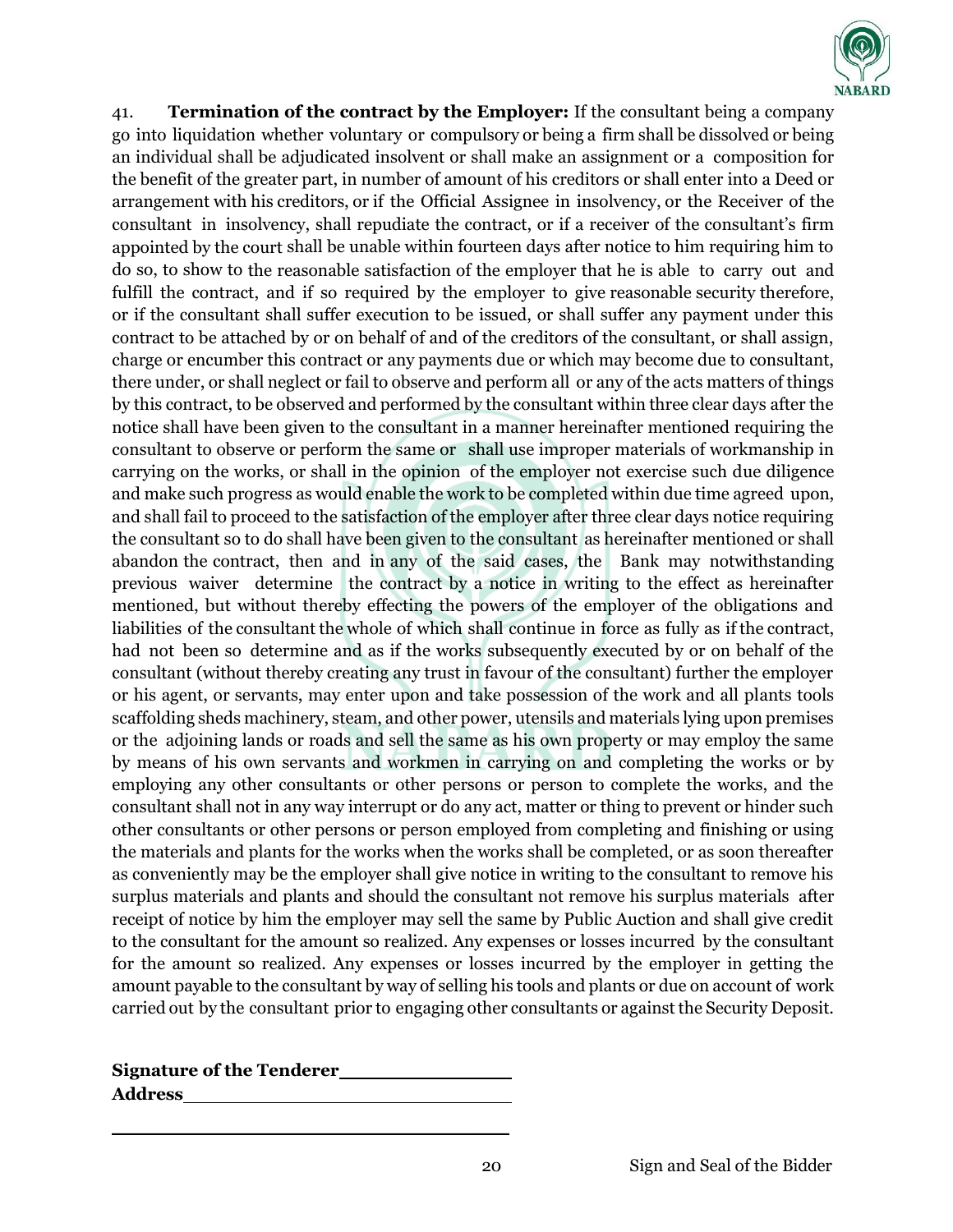41. **Termination of the contract by the Employer:** If the consultant being a company go into liquidation whether voluntary or compulsory or being a firm shall be dissolved or being an individual shall be adjudicated insolvent or shall make an assignment or a composition for the benefit of the greater part, in number of amount of his creditors or shall enter into a Deed or arrangement with his creditors, or if the Official Assignee in insolvency, or the Receiver of the consultant in insolvency, shall repudiate the contract, or if a receiver of the consultant's firm appointed by the court shall be unable within fourteen days after notice to him requiring him to do so, to show to the reasonable satisfaction of the employer that he is able to carry out and fulfill the contract, and if so required by the employer to give reasonable security therefore, or if the consultant shall suffer execution to be issued, or shall suffer any payment under this contract to be attached by or on behalf of and of the creditors of the consultant, or shall assign, charge or encumber this contract or any payments due or which may become due to consultant, there under, or shall neglect or fail to observe and perform all or any of the acts matters of things by this contract, to be observed and performed by the consultant within three clear days after the notice shall have been given to the consultant in a manner hereinafter mentioned requiring the consultant to observe or perform the same or shall use improper materials of workmanship in carrying on the works, or shall in the opinion of the employer not exercise such due diligence and make such progress as would enable the work to be completed within due time agreed upon, and shall fail to proceed to the satisfaction of the employer after three clear days notice requiring the consultant so to do shall have been given to the consultant as hereinafter mentioned or shall abandon the contract, then and in any of the said cases, the Bank may notwithstanding previous waiver determine the contract by a notice in writing to the effect as hereinafter mentioned, but without thereby effecting the powers of the employer of the obligations and liabilities of the consultant the whole of which shall continue in force as fully as if the contract, had not been so determine and as if the works subsequently executed by or on behalf of the consultant (without thereby creating any trust in favour of the consultant) further the employer or his agent, or servants, may enter upon and take possession of the work and all plants tools scaffolding sheds machinery, steam, and other power, utensils and materials lying upon premises or the adjoining lands or roads and sell the same as his own property or may employ the same by means of his own servants and workmen in carrying on and completing the works or by employing any other consultants or other persons or person to complete the works, and the consultant shall not in any way interrupt or do any act, matter or thing to prevent or hinder such other consultants or other persons or person employed from completing and finishing or using the materials and plants for the works when the works shall be completed, or as soon thereafter as conveniently may be the employer shall give notice in writing to the consultant to remove his surplus materials and plants and should the consultant not remove his surplus materials after receipt of notice by him the employer may sell the same by Public Auction and shall give credit to the consultant for the amount so realized. Any expenses or losses incurred by the consultant for the amount so realized. Any expenses or losses incurred by the employer in getting the amount payable to the consultant by way of selling his tools and plants or due on account of work carried out by the consultant prior to engaging other consultants or against the Security Deposit.

**Signature of the Tenderer**\_\_\_\_\_\_\_\_\_\_\_\_\_\_\_

**Address**\_\_\_\_\_\_\_\_\_\_\_\_\_\_\_\_\_\_\_\_\_\_\_\_\_\_\_\_\_

\_\_\_\_\_\_\_\_\_\_\_\_\_\_\_\_\_\_\_\_\_\_\_\_\_\_\_\_\_\_\_\_\_\_\_\_\_\_

Sign and Seal of the Bidder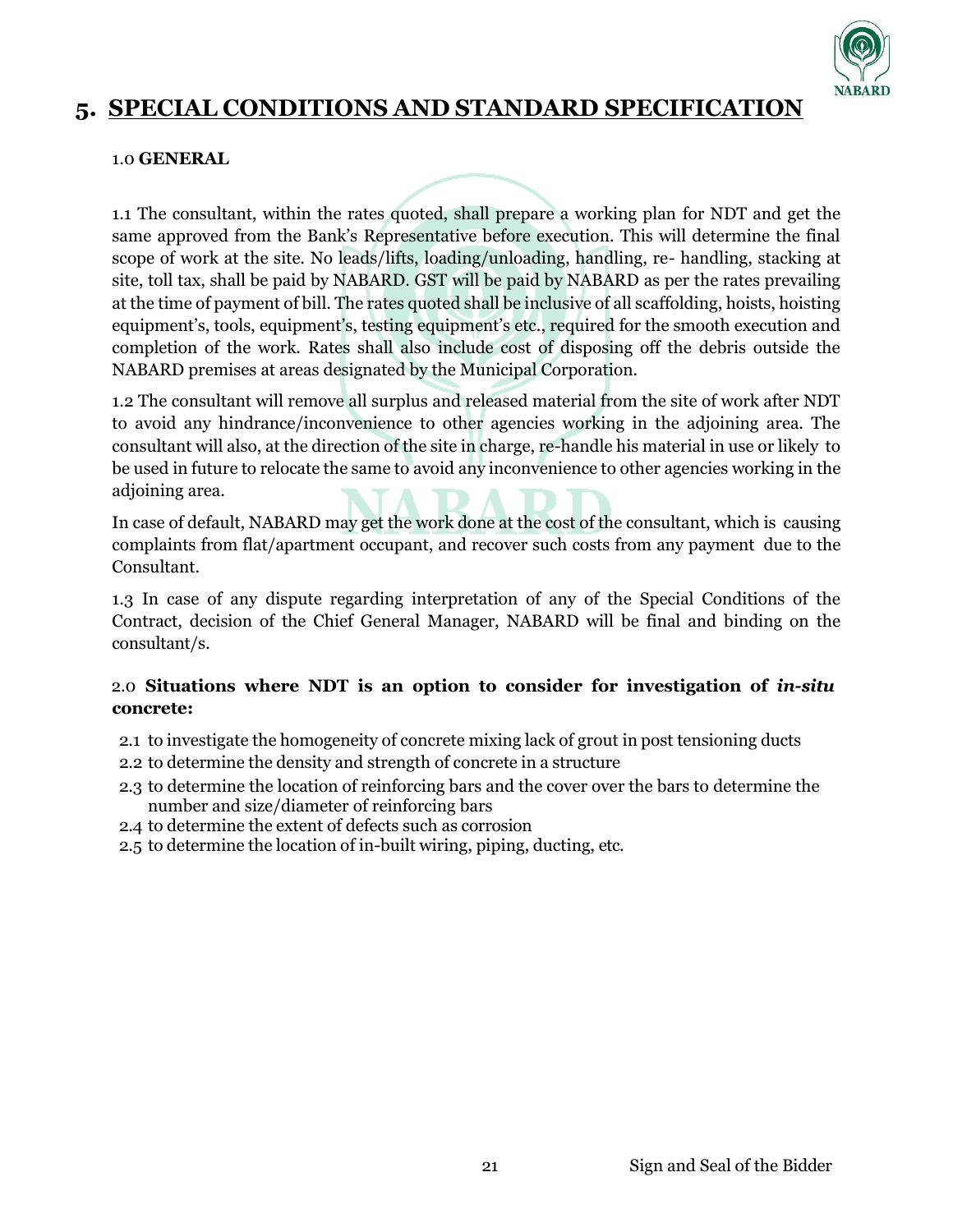# 5. SPECIAL CONDITIONS AND STANDARD SPECIFICATION

## 1.0 GENERAL

1.1 The consultant, within the rates quoted, shall prepare a working plan for NDT and get the same approved from the Bank's Representative before execution. This will determine the final scope of work at the site. No leads/lifts, loading/unloading, handling, re- handling, stacking at site, toll tax, shall be paid by NABARD. GST will be paid by NABARD as per the rates prevailing at the time of payment of bill. The rates quoted shall be inclusive of all scaffolding, hoists, hoisting equipment's, tools, equipment's, testing equipment's etc., required for the smooth execution and completion of the work. Rates shall also include cost of disposing off the debris outside the NABARD premises at areas designated by the Municipal Corporation.

1.2 The consultant will remove all surplus and released material from the site of work after NDT to avoid any hindrance/inconvenience to other agencies working in the adjoining area. The consultant will also, at the direction of the site in charge, re-handle his material in use or likely to be used in future to relocate the same to avoid any inconvenience to other agencies working in the adjoining area.

In case of default, NABARD may get the work done at the cost of the consultant, which is causing complaints from flat/apartment occupant, and recover such costs from any payment due to the Consultant.

1.3 In case of any dispute regarding interpretation of any of the Special Conditions of the Contract, decision of the Chief General Manager, NABARD will be final and binding on the consultant/s.

## 2.0 Situations where NDT is an option to consider for investigation of *in-situ* concrete:

2.1 to investigate the homogeneity of concrete mixing lack of grout in post tensioning ducts
2.2 to determine the density and strength of concrete in a structure
2.3 to determine the location of reinforcing bars and the cover over the bars to determine the number and size/diameter of reinforcing bars
2.4 to determine the extent of defects such as corrosion
2.5 to determine the location of in-built wiring, piping, ducting, etc.

Sign and Seal of the Bidder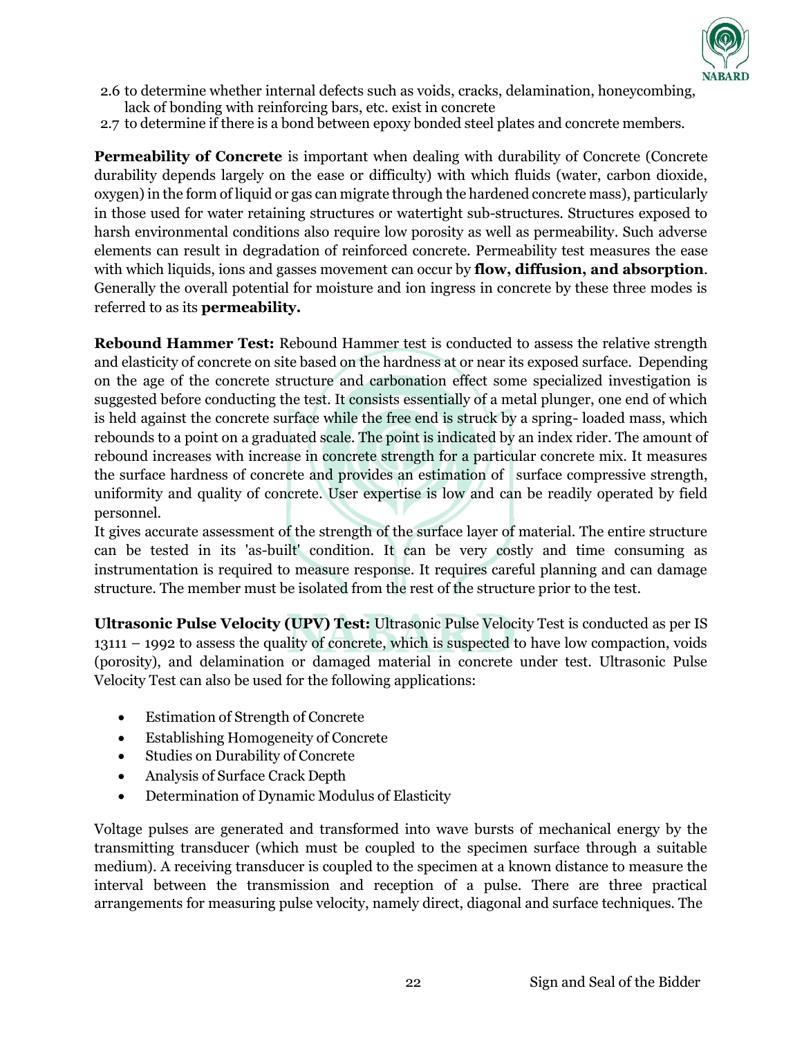2.6 to determine whether internal defects such as voids, cracks, delamination, honeycombing, lack of bonding with reinforcing bars, etc. exist in concrete

2.7 to determine if there is a bond between epoxy bonded steel plates and concrete members.

**Permeability of Concrete** is important when dealing with durability of Concrete (Concrete durability depends largely on the ease or difficulty) with which fluids (water, carbon dioxide, oxygen) in the form of liquid or gas can migrate through the hardened concrete mass), particularly in those used for water retaining structures or watertight sub-structures. Structures exposed to harsh environmental conditions also require low porosity as well as permeability. Such adverse elements can result in degradation of reinforced concrete. Permeability test measures the ease with which liquids, ions and gasses movement can occur by **flow, diffusion, and absorption**. Generally the overall potential for moisture and ion ingress in concrete by these three modes is referred to as its **permeability.**

**Rebound Hammer Test:** Rebound Hammer test is conducted to assess the relative strength and elasticity of concrete on site based on the hardness at or near its exposed surface. Depending on the age of the concrete structure and carbonation effect some specialized investigation is suggested before conducting the test. It consists essentially of a metal plunger, one end of which is held against the concrete surface while the free end is struck by a spring- loaded mass, which rebounds to a point on a graduated scale. The point is indicated by an index rider. The amount of rebound increases with increase in concrete strength for a particular concrete mix. It measures the surface hardness of concrete and provides an estimation of surface compressive strength, uniformity and quality of concrete. User expertise is low and can be readily operated by field personnel.

It gives accurate assessment of the strength of the surface layer of material. The entire structure can be tested in its 'as-built' condition. It can be very costly and time consuming as instrumentation is required to measure response. It requires careful planning and can damage structure. The member must be isolated from the rest of the structure prior to the test.

**Ultrasonic Pulse Velocity (UPV) Test:** Ultrasonic Pulse Velocity Test is conducted as per IS 13111 – 1992 to assess the quality of concrete, which is suspected to have low compaction, voids (porosity), and delamination or damaged material in concrete under test. Ultrasonic Pulse Velocity Test can also be used for the following applications:

- Estimation of Strength of Concrete
- Establishing Homogeneity of Concrete
- Studies on Durability of Concrete
- Analysis of Surface Crack Depth
- Determination of Dynamic Modulus of Elasticity

Voltage pulses are generated and transformed into wave bursts of mechanical energy by the transmitting transducer (which must be coupled to the specimen surface through a suitable medium). A receiving transducer is coupled to the specimen at a known distance to measure the interval between the transmission and reception of a pulse. There are three practical arrangements for measuring pulse velocity, namely direct, diagonal and surface techniques. The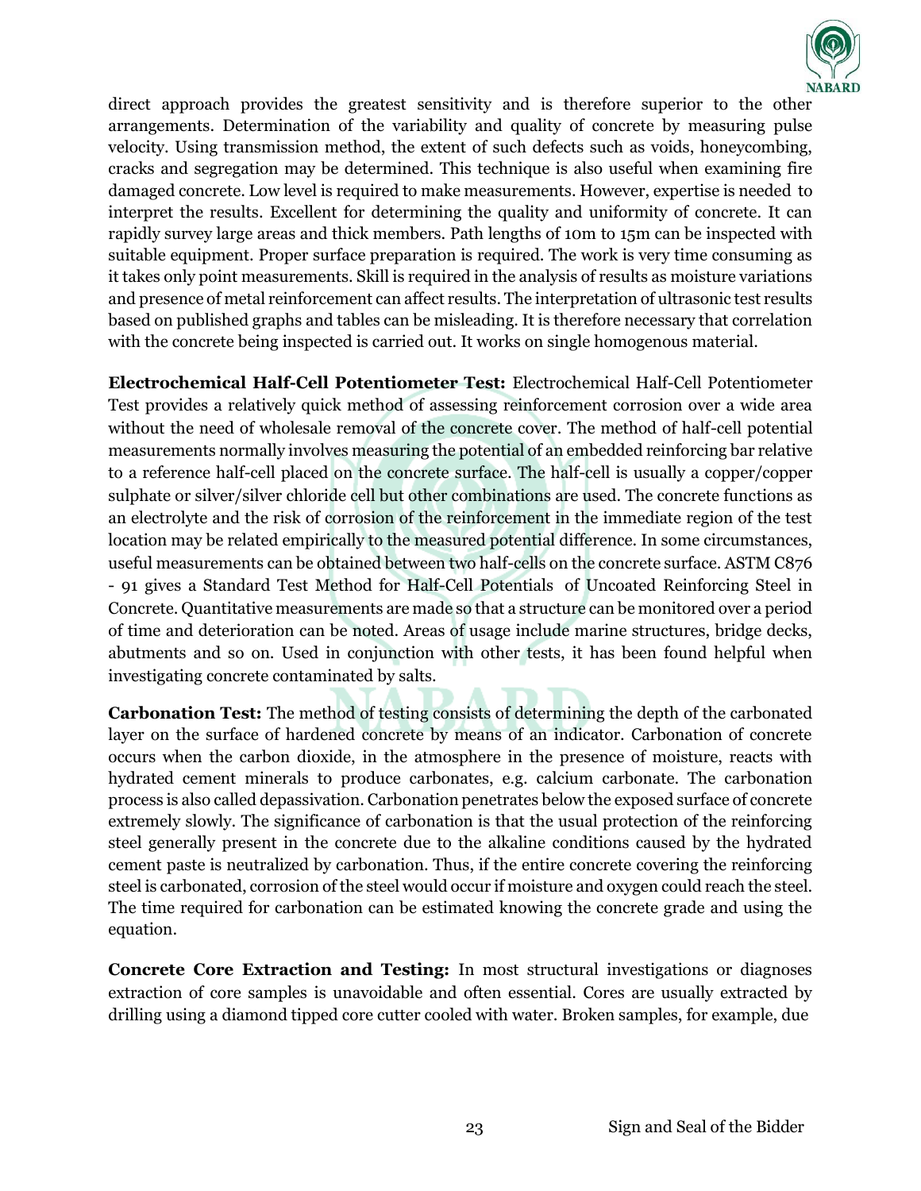direct approach provides the greatest sensitivity and is therefore superior to the other arrangements. Determination of the variability and quality of concrete by measuring pulse velocity. Using transmission method, the extent of such defects such as voids, honeycombing, cracks and segregation may be determined. This technique is also useful when examining fire damaged concrete. Low level is required to make measurements. However, expertise is needed to interpret the results. Excellent for determining the quality and uniformity of concrete. It can rapidly survey large areas and thick members. Path lengths of 10m to 15m can be inspected with suitable equipment. Proper surface preparation is required. The work is very time consuming as it takes only point measurements. Skill is required in the analysis of results as moisture variations and presence of metal reinforcement can affect results. The interpretation of ultrasonic test results based on published graphs and tables can be misleading. It is therefore necessary that correlation with the concrete being inspected is carried out. It works on single homogenous material.

**Electrochemical Half-Cell Potentiometer Test:** Electrochemical Half-Cell Potentiometer Test provides a relatively quick method of assessing reinforcement corrosion over a wide area without the need of wholesale removal of the concrete cover. The method of half-cell potential measurements normally involves measuring the potential of an embedded reinforcing bar relative to a reference half-cell placed on the concrete surface. The half-cell is usually a copper/copper sulphate or silver/silver chloride cell but other combinations are used. The concrete functions as an electrolyte and the risk of corrosion of the reinforcement in the immediate region of the test location may be related empirically to the measured potential difference. In some circumstances, useful measurements can be obtained between two half-cells on the concrete surface. ASTM C876 - 91 gives a Standard Test Method for Half-Cell Potentials of Uncoated Reinforcing Steel in Concrete. Quantitative measurements are made so that a structure can be monitored over a period of time and deterioration can be noted. Areas of usage include marine structures, bridge decks, abutments and so on. Used in conjunction with other tests, it has been found helpful when investigating concrete contaminated by salts.

**Carbonation Test:** The method of testing consists of determining the depth of the carbonated layer on the surface of hardened concrete by means of an indicator. Carbonation of concrete occurs when the carbon dioxide, in the atmosphere in the presence of moisture, reacts with hydrated cement minerals to produce carbonates, e.g. calcium carbonate. The carbonation process is also called depassivation. Carbonation penetrates below the exposed surface of concrete extremely slowly. The significance of carbonation is that the usual protection of the reinforcing steel generally present in the concrete due to the alkaline conditions caused by the hydrated cement paste is neutralized by carbonation. Thus, if the entire concrete covering the reinforcing steel is carbonated, corrosion of the steel would occur if moisture and oxygen could reach the steel. The time required for carbonation can be estimated knowing the concrete grade and using the equation.

**Concrete Core Extraction and Testing:** In most structural investigations or diagnoses extraction of core samples is unavoidable and often essential. Cores are usually extracted by drilling using a diamond tipped core cutter cooled with water. Broken samples, for example, due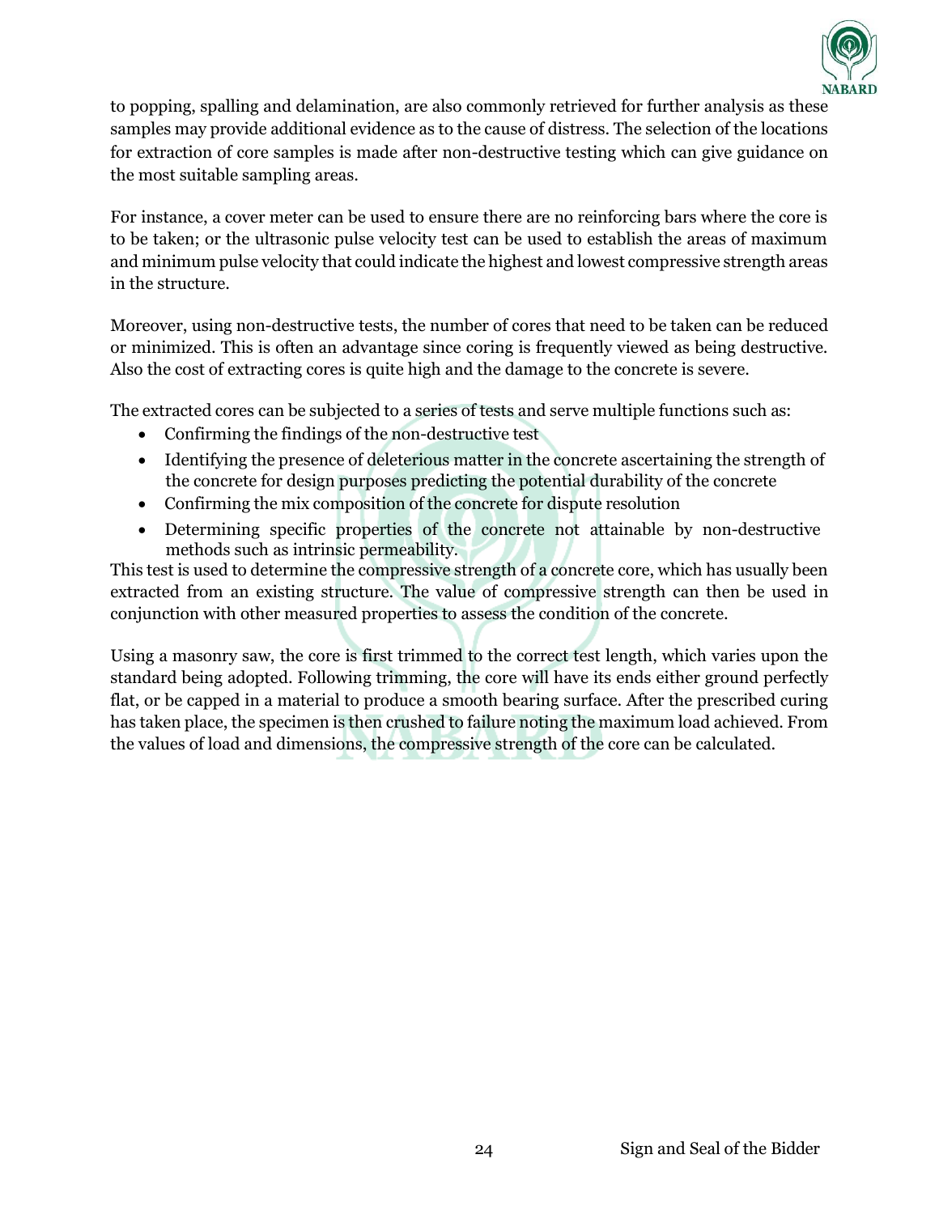to popping, spalling and delamination, are also commonly retrieved for further analysis as these samples may provide additional evidence as to the cause of distress. The selection of the locations for extraction of core samples is made after non-destructive testing which can give guidance on the most suitable sampling areas.

For instance, a cover meter can be used to ensure there are no reinforcing bars where the core is to be taken; or the ultrasonic pulse velocity test can be used to establish the areas of maximum and minimum pulse velocity that could indicate the highest and lowest compressive strength areas in the structure.

Moreover, using non-destructive tests, the number of cores that need to be taken can be reduced or minimized. This is often an advantage since coring is frequently viewed as being destructive. Also the cost of extracting cores is quite high and the damage to the concrete is severe.

The extracted cores can be subjected to a series of tests and serve multiple functions such as:

- Confirming the findings of the non-destructive test
- Identifying the presence of deleterious matter in the concrete ascertaining the strength of the concrete for design purposes predicting the potential durability of the concrete
- Confirming the mix composition of the concrete for dispute resolution
- Determining specific properties of the concrete not attainable by non-destructive methods such as intrinsic permeability.

This test is used to determine the compressive strength of a concrete core, which has usually been extracted from an existing structure. The value of compressive strength can then be used in conjunction with other measured properties to assess the condition of the concrete.

Using a masonry saw, the core is first trimmed to the correct test length, which varies upon the standard being adopted. Following trimming, the core will have its ends either ground perfectly flat, or be capped in a material to produce a smooth bearing surface. After the prescribed curing has taken place, the specimen is then crushed to failure noting the maximum load achieved. From the values of load and dimensions, the compressive strength of the core can be calculated.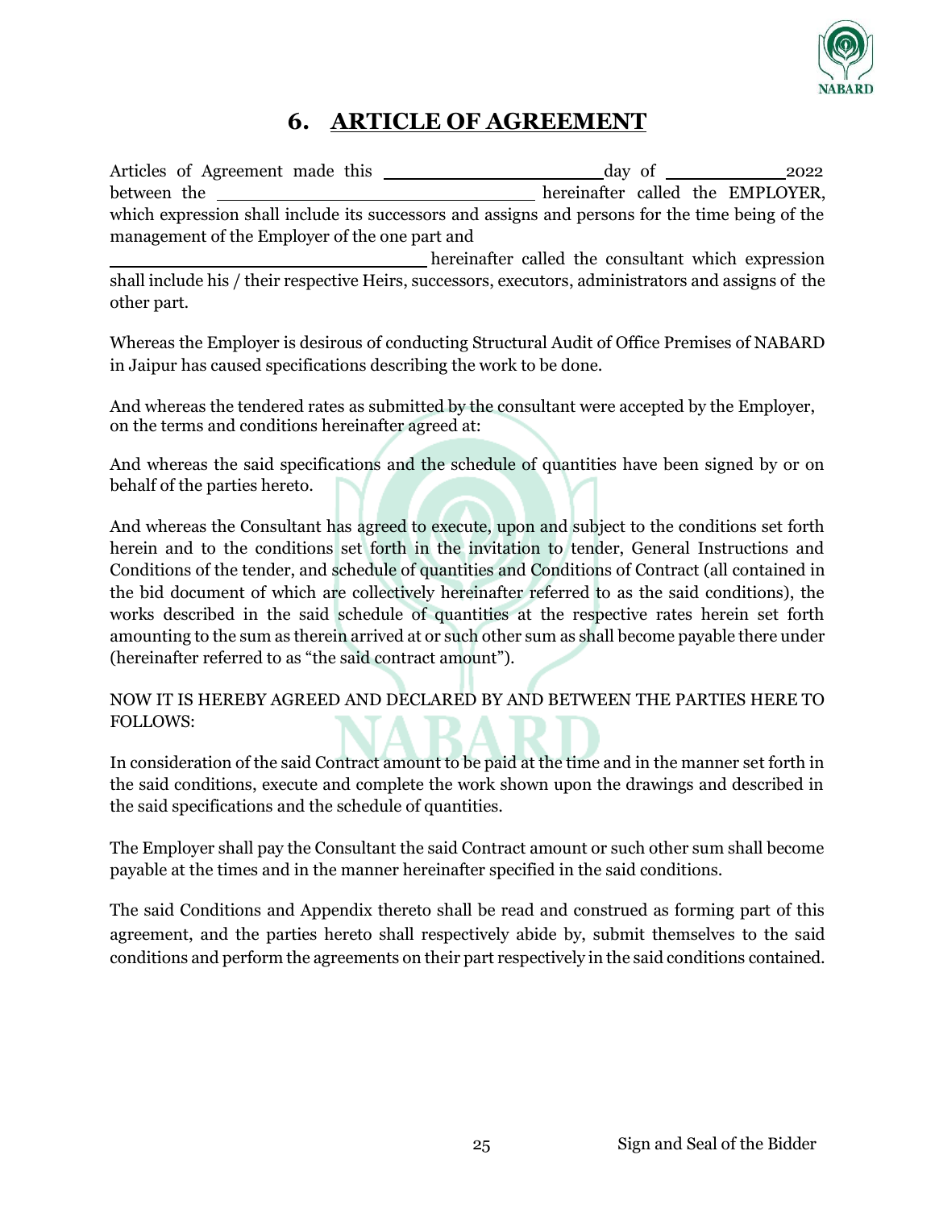# 6. ARTICLE OF AGREEMENT

Articles of Agreement made this \_\_\_\_\_\_\_\_\_\_\_\_\_\_\_\_\_\_\_\_\_\_ day of \_\_\_\_\_\_\_\_\_\_\_\_ 2022 between the \_\_\_\_\_\_\_\_\_\_\_\_\_\_\_\_\_\_\_\_\_\_\_\_\_\_\_\_\_\_\_\_ hereinafter called the EMPLOYER, which expression shall include its successors and assigns and persons for the time being of the management of the Employer of the one part and \_\_\_\_\_\_\_\_\_\_\_\_\_\_\_\_\_\_\_\_\_\_\_\_\_\_\_\_\_\_\_\_ hereinafter called the consultant which expression shall include his / their respective Heirs, successors, executors, administrators and assigns of the other part.

Whereas the Employer is desirous of conducting Structural Audit of Office Premises of NABARD in Jaipur has caused specifications describing the work to be done.

And whereas the tendered rates as submitted by the consultant were accepted by the Employer, on the terms and conditions hereinafter agreed at:

And whereas the said specifications and the schedule of quantities have been signed by or on behalf of the parties hereto.

And whereas the Consultant has agreed to execute, upon and subject to the conditions set forth herein and to the conditions set forth in the invitation to tender, General Instructions and Conditions of the tender, and schedule of quantities and Conditions of Contract (all contained in the bid document of which are collectively hereinafter referred to as the said conditions), the works described in the said schedule of quantities at the respective rates herein set forth amounting to the sum as therein arrived at or such other sum as shall become payable there under (hereinafter referred to as "the said contract amount").

NOW IT IS HEREBY AGREED AND DECLARED BY AND BETWEEN THE PARTIES HERE TO FOLLOWS:

In consideration of the said Contract amount to be paid at the time and in the manner set forth in the said conditions, execute and complete the work shown upon the drawings and described in the said specifications and the schedule of quantities.

The Employer shall pay the Consultant the said Contract amount or such other sum shall become payable at the times and in the manner hereinafter specified in the said conditions.

The said Conditions and Appendix thereto shall be read and construed as forming part of this agreement, and the parties hereto shall respectively abide by, submit themselves to the said conditions and perform the agreements on their part respectively in the said conditions contained.

Sign and Seal of the Bidder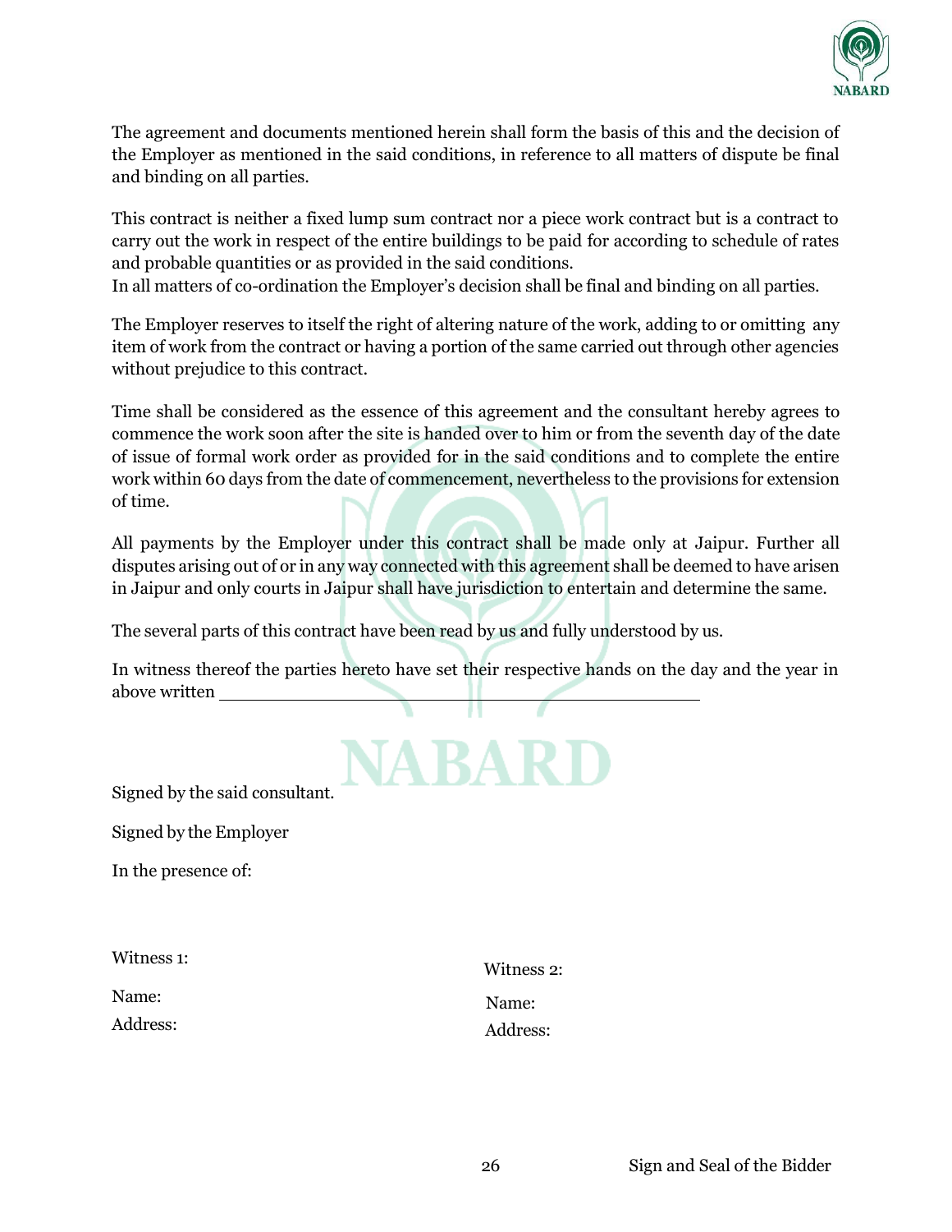The agreement and documents mentioned herein shall form the basis of this and the decision of the Employer as mentioned in the said conditions, in reference to all matters of dispute be final and binding on all parties.

This contract is neither a fixed lump sum contract nor a piece work contract but is a contract to carry out the work in respect of the entire buildings to be paid for according to schedule of rates and probable quantities or as provided in the said conditions.
In all matters of co-ordination the Employer's decision shall be final and binding on all parties.

The Employer reserves to itself the right of altering nature of the work, adding to or omitting any item of work from the contract or having a portion of the same carried out through other agencies without prejudice to this contract.

Time shall be considered as the essence of this agreement and the consultant hereby agrees to commence the work soon after the site is handed over to him or from the seventh day of the date of issue of formal work order as provided for in the said conditions and to complete the entire work within 60 days from the date of commencement, nevertheless to the provisions for extension of time.

All payments by the Employer under this contract shall be made only at Jaipur. Further all disputes arising out of or in any way connected with this agreement shall be deemed to have arisen in Jaipur and only courts in Jaipur shall have jurisdiction to entertain and determine the same.

The several parts of this contract have been read by us and fully understood by us.

In witness thereof the parties hereto have set their respective hands on the day and the year in above written ______________________________

Signed by the said consultant.

Signed by the Employer

In the presence of:

Witness 1:

Name:

Address:

Witness 2:

Name:

Address:

Sign and Seal of the Bidder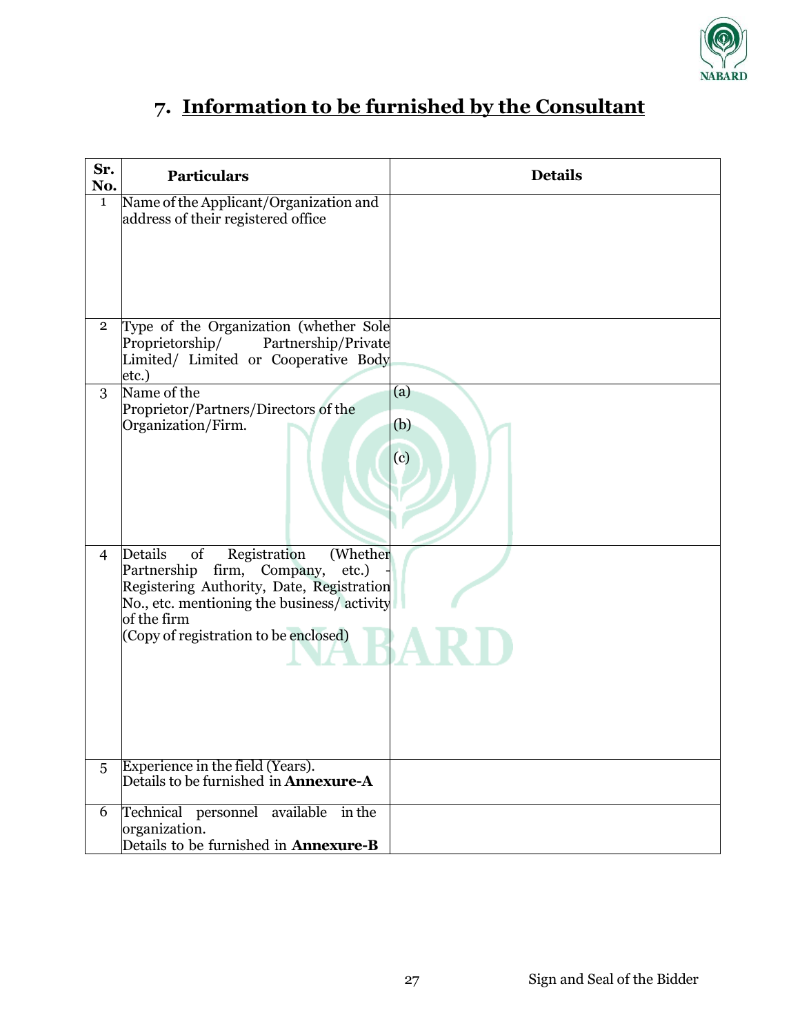## 7. Information to be furnished by the Consultant

| Sr. No. | Particulars | Details |
|---|---|---|
| 1 | Name of the Applicant/Organization and address of their registered office | |
| 2 | Type of the Organization (whether Sole Proprietorship/ Partnership/Private Limited/ Limited or Cooperative Body etc.) | |
| 3 | Name of the Proprietor/Partners/Directors of the Organization/Firm. | (a)<br>(b)<br>(c) |
| 4 | Details of Registration (Whether Partnership firm, Company, etc.) - Registering Authority, Date, Registration No., etc. mentioning the business/ activity of the firm<br>(Copy of registration to be enclosed) | |
| 5 | Experience in the field (Years).<br>Details to be furnished in **Annexure-A** | |
| 6 | Technical personnel available in the organization.<br>Details to be furnished in **Annexure-B** | |

Sign and Seal of the Bidder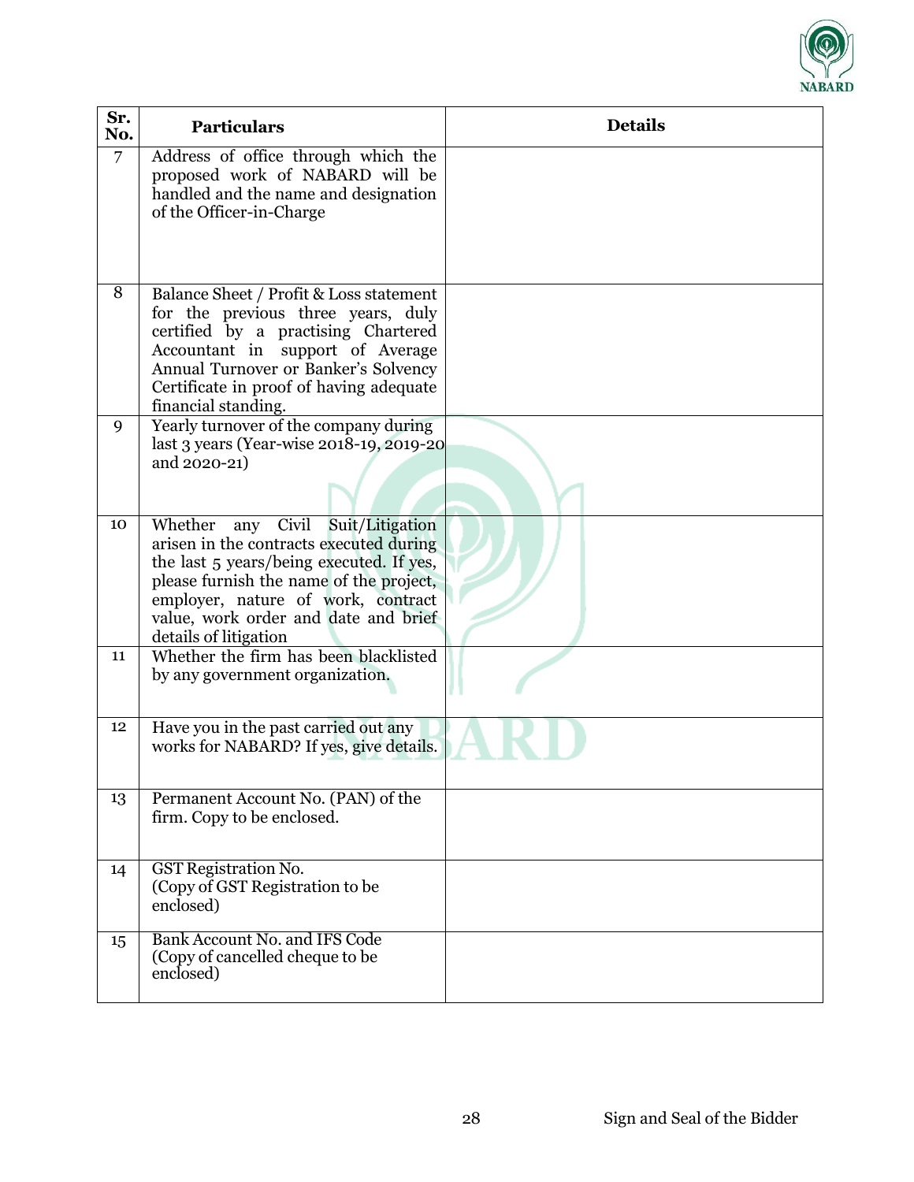| Sr. No. | Particulars | Details |
|---|---|---|
| 7 | Address of office through which the proposed work of NABARD will be handled and the name and designation of the Officer-in-Charge | |
| 8 | Balance Sheet / Profit & Loss statement for the previous three years, duly certified by a practising Chartered Accountant in support of Average Annual Turnover or Banker's Solvency Certificate in proof of having adequate financial standing. | |
| 9 | Yearly turnover of the company during last 3 years (Year-wise 2018-19, 2019-20 and 2020-21) | |
| 10 | Whether any Civil Suit/Litigation arisen in the contracts executed during the last 5 years/being executed. If yes, please furnish the name of the project, employer, nature of work, contract value, work order and date and brief details of litigation | |
| 11 | Whether the firm has been blacklisted by any government organization. | |
| 12 | Have you in the past carried out any works for NABARD? If yes, give details. | |
| 13 | Permanent Account No. (PAN) of the firm. Copy to be enclosed. | |
| 14 | GST Registration No. (Copy of GST Registration to be enclosed) | |
| 15 | Bank Account No. and IFS Code (Copy of cancelled cheque to be enclosed) | |

Sign and Seal of the Bidder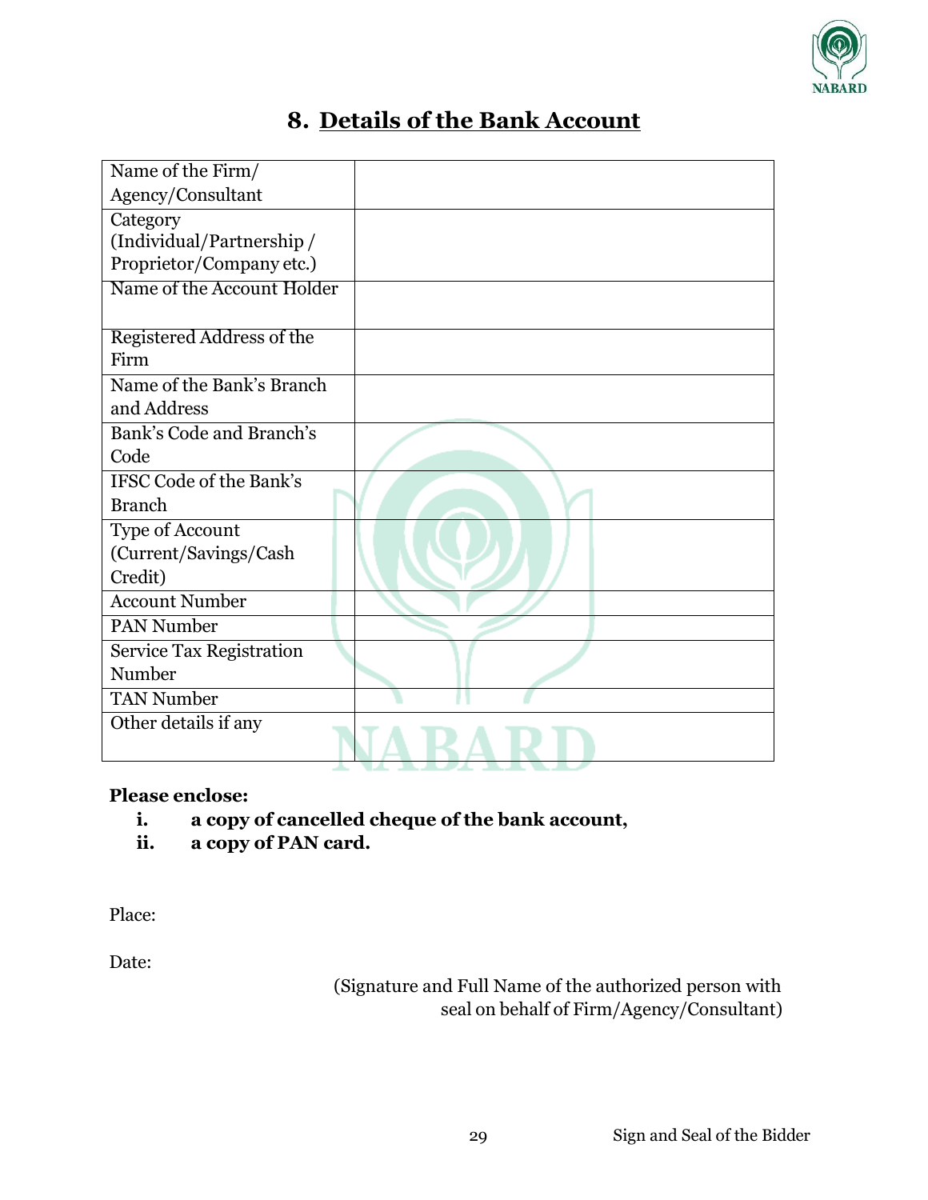## 8. Details of the Bank Account

| Name of the Firm/ Agency/Consultant | |
|---|---|
| Category (Individual/Partnership / Proprietor/Company etc.) | |
| Name of the Account Holder | |
| Registered Address of the Firm | |
| Name of the Bank's Branch and Address | |
| Bank's Code and Branch's Code | |
| IFSC Code of the Bank's Branch | |
| Type of Account (Current/Savings/Cash Credit) | |
| Account Number | |
| PAN Number | |
| Service Tax Registration Number | |
| TAN Number | |
| Other details if any | |

**Please enclose:**

i. **a copy of cancelled cheque of the bank account,**

ii. **a copy of PAN card.**

Place:

Date:

(Signature and Full Name of the authorized person with seal on behalf of Firm/Agency/Consultant)

Sign and Seal of the Bidder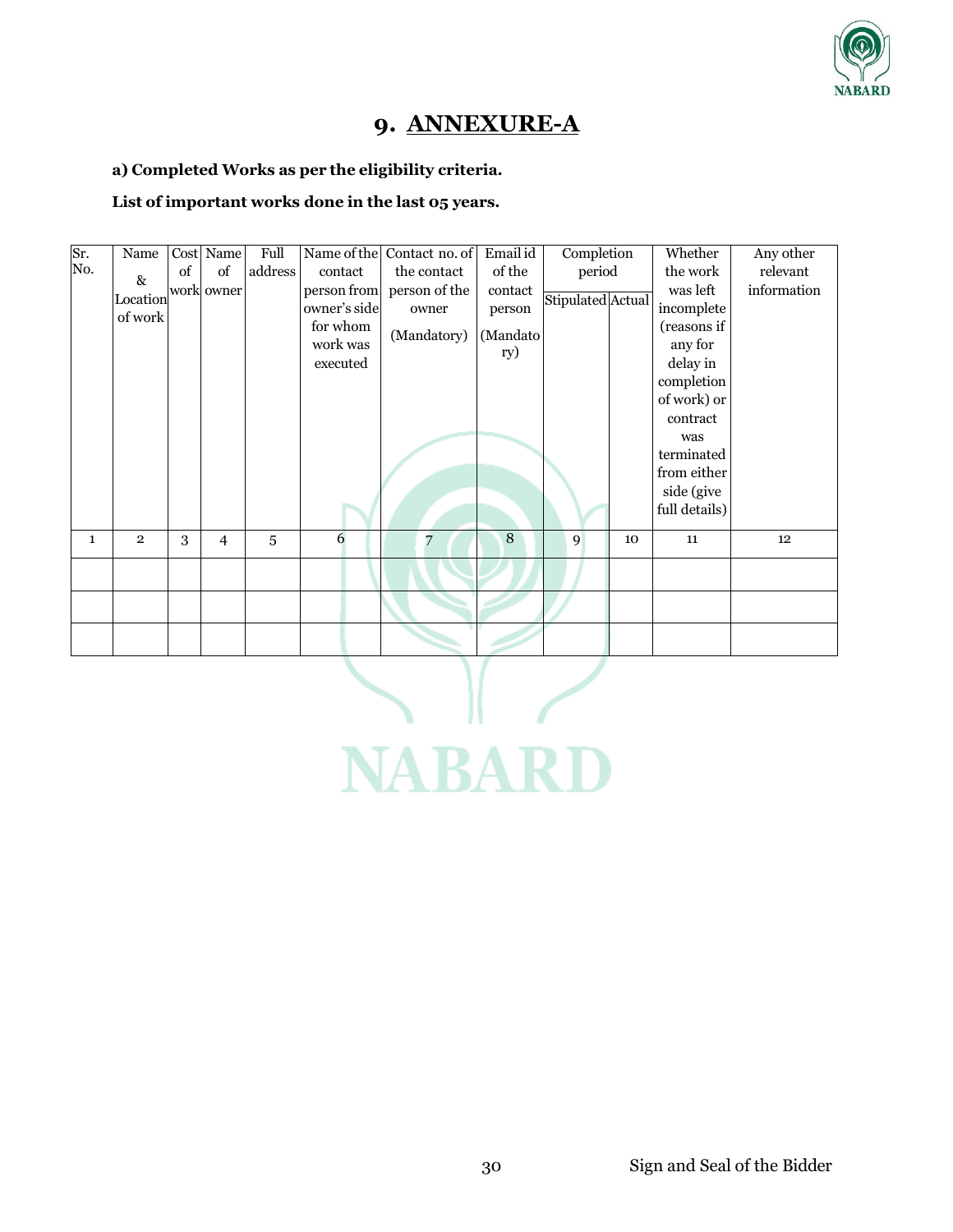# 9. ANNEXURE-A

**a) Completed Works as per the eligibility criteria.**

**List of important works done in the last 05 years.**

| Sr. No. | Name & Location of work | Cost of work | Name of owner | Full address | Name of the contact person from owner's side for whom work was executed | Contact no. of the contact person of the owner (Mandatory) | Email id of the contact person (Mandatory) | Completion period | | Whether the work was left incomplete (reasons if any for delay in completion of work) or contract was terminated from either side (give full details) | Any other relevant information |
|---|---|---|---|---|---|---|---|---|---|---|---|
| | | | | | | | | Stipulated | Actual | | |
| 1 | 2 | 3 | 4 | 5 | 6 | 7 | 8 | 9 | 10 | 11 | 12 |
| | | | | | | | | | | | |
| | | | | | | | | | | | |
| | | | | | | | | | | | |

Sign and Seal of the Bidder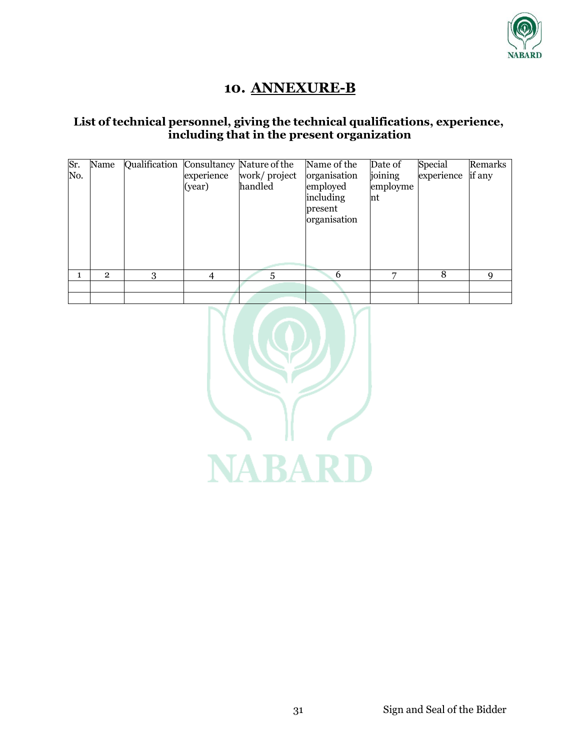# 10. ANNEXURE-B

### List of technical personnel, giving the technical qualifications, experience, including that in the present organization

| Sr. No. | Name | Qualification | Consultancy experience (year) | Nature of the work/ project handled | Name of the organisation employed including present organisation | Date of joining employment | Special experience | Remarks if any |
|---|---|---|---|---|---|---|---|---|
| 1 | 2 | 3 | 4 | 5 | 6 | 7 | 8 | 9 |
| | | | | | | | | |
| | | | | | | | | |

Sign and Seal of the Bidder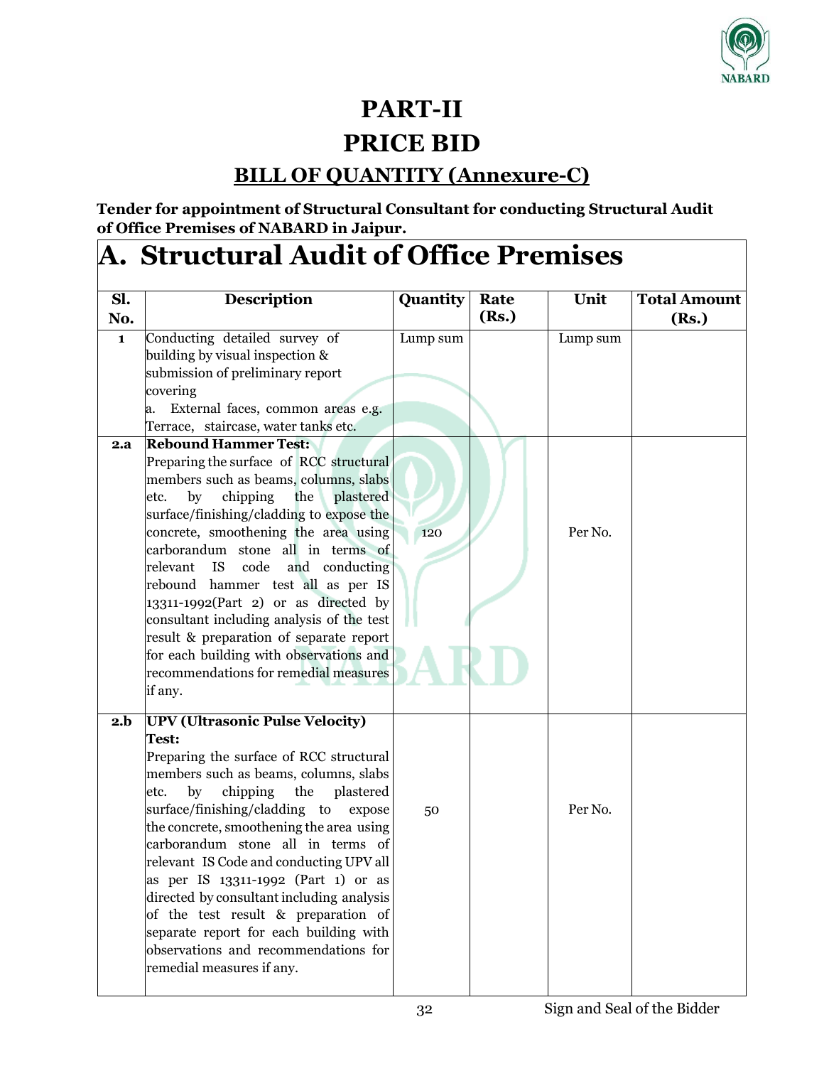# PART-II

# PRICE BID

## BILL OF QUANTITY (Annexure-C)

**Tender for appointment of Structural Consultant for conducting Structural Audit of Office Premises of NABARD in Jaipur.**

## A. Structural Audit of Office Premises

| Sl. No. | Description | Quantity | Rate (Rs.) | Unit | Total Amount (Rs.) |
|---|---|---|---|---|---|
| 1 | Conducting detailed survey of building by visual inspection & submission of preliminary report covering<br>a. External faces, common areas e.g. Terrace, staircase, water tanks etc. | Lump sum | | Lump sum | |
| 2.a | **Rebound Hammer Test:**<br>Preparing the surface of RCC structural members such as beams, columns, slabs etc. by chipping the plastered surface/finishing/cladding to expose the concrete, smoothening the area using carborandum stone all in terms of relevant IS code and conducting rebound hammer test all as per IS 13311-1992(Part 2) or as directed by consultant including analysis of the test result & preparation of separate report for each building with observations and recommendations for remedial measures if any. | 120 | | Per No. | |
| 2.b | **UPV (Ultrasonic Pulse Velocity) Test:**<br>Preparing the surface of RCC structural members such as beams, columns, slabs etc. by chipping the plastered surface/finishing/cladding to expose the concrete, smoothening the area using carborandum stone all in terms of relevant IS Code and conducting UPV all as per IS 13311-1992 (Part 1) or as directed by consultant including analysis of the test result & preparation of separate report for each building with observations and recommendations for remedial measures if any. | 50 | | Per No. | |

Sign and Seal of the Bidder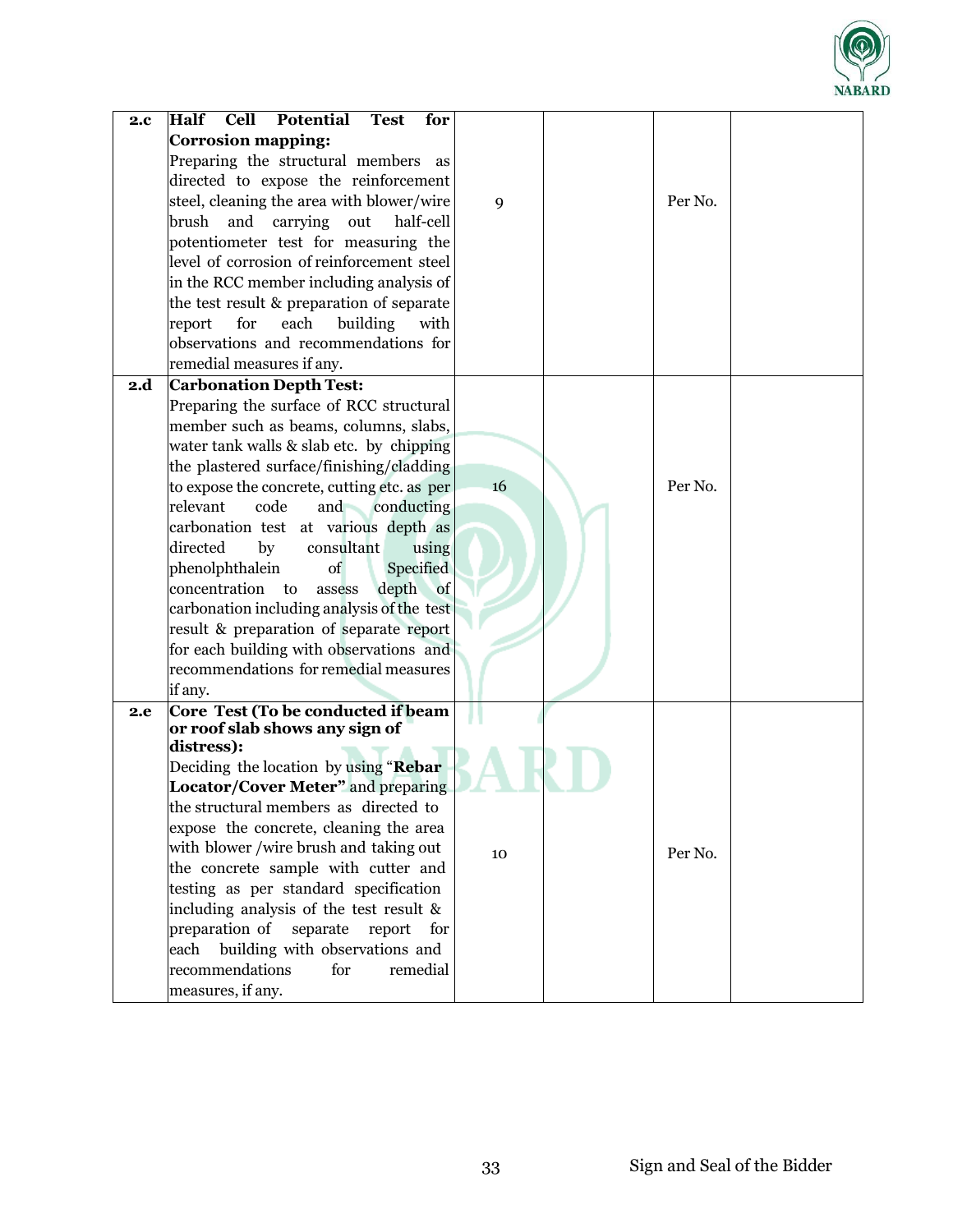| 2.c | **Half Cell Potential Test for Corrosion mapping:** Preparing the structural members as directed to expose the reinforcement steel, cleaning the area with blower/wire brush and carrying out half-cell potentiometer test for measuring the level of corrosion of reinforcement steel in the RCC member including analysis of the test result & preparation of separate report for each building with observations and recommendations for remedial measures if any. | 9 | | Per No. | |
|---|---|---|---|---|---|
| 2.d | **Carbonation Depth Test:** Preparing the surface of RCC structural member such as beams, columns, slabs, water tank walls & slab etc. by chipping the plastered surface/finishing/cladding to expose the concrete, cutting etc. as per relevant code and conducting carbonation test at various depth as directed by consultant using phenolphthalein of Specified concentration to assess depth of carbonation including analysis of the test result & preparation of separate report for each building with observations and recommendations for remedial measures if any. | 16 | | Per No. | |
| 2.e | **Core Test (To be conducted if beam or roof slab shows any sign of distress):** Deciding the location by using "**Rebar Locator/Cover Meter"** and preparing the structural members as directed to expose the concrete, cleaning the area with blower /wire brush and taking out the concrete sample with cutter and testing as per standard specification including analysis of the test result & preparation of separate report for each building with observations and recommendations for remedial measures, if any. | 10 | | Per No. | |

Sign and Seal of the Bidder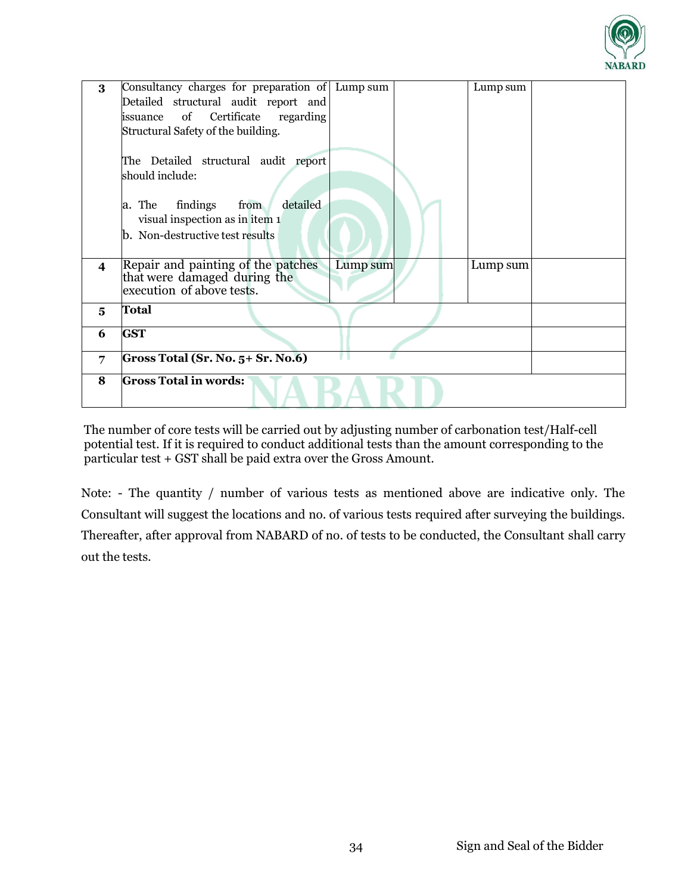| 3 | Consultancy charges for preparation of Detailed structural audit report and issuance of Certificate regarding Structural Safety of the building.<br><br>The Detailed structural audit report should include:<br><br>a. The findings from detailed visual inspection as in item 1<br>b. Non-destructive test results | Lump sum | | Lump sum | |
|---|---|---|---|---|---|
| 4 | Repair and painting of the patches that were damaged during the execution of above tests. | Lump sum | | Lump sum | |
| 5 | **Total** | | | | |
| 6 | **GST** | | | | |
| 7 | **Gross Total (Sr. No. 5+ Sr. No.6)** | | | | |
| 8 | **Gross Total in words:** | | | | |

The number of core tests will be carried out by adjusting number of carbonation test/Half-cell potential test. If it is required to conduct additional tests than the amount corresponding to the particular test + GST shall be paid extra over the Gross Amount.

Note: - The quantity / number of various tests as mentioned above are indicative only. The Consultant will suggest the locations and no. of various tests required after surveying the buildings. Thereafter, after approval from NABARD of no. of tests to be conducted, the Consultant shall carry out the tests.

Sign and Seal of the Bidder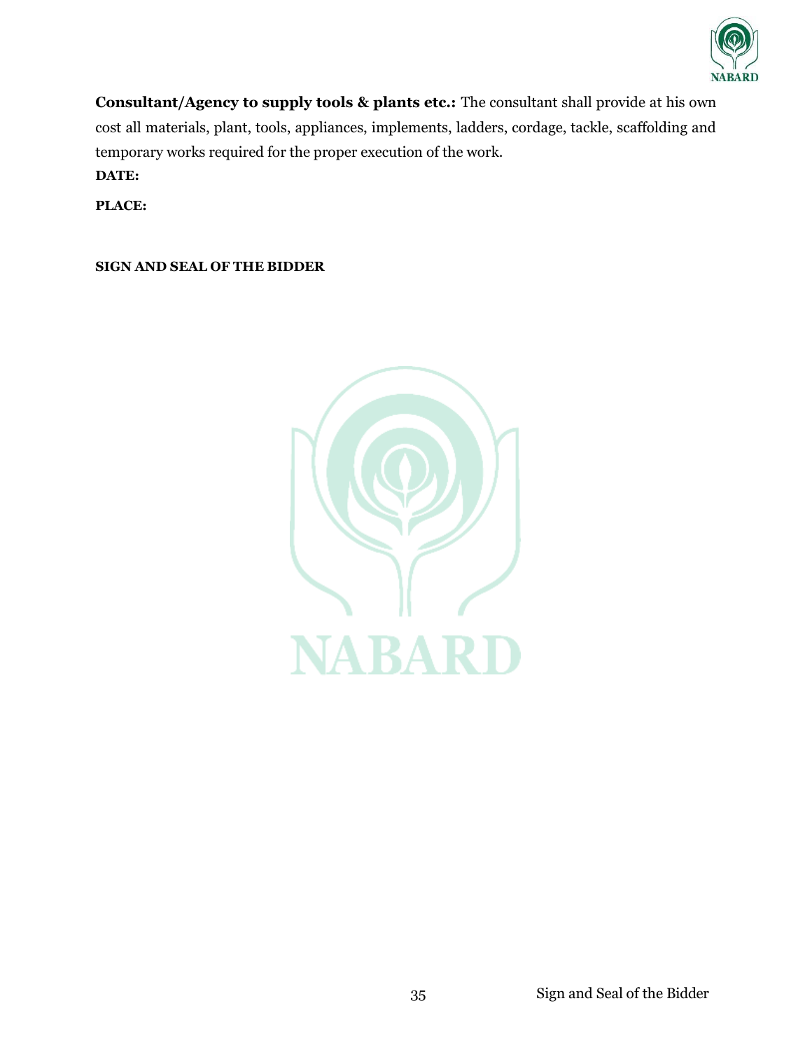**Consultant/Agency to supply tools & plants etc.:** The consultant shall provide at his own cost all materials, plant, tools, appliances, implements, ladders, cordage, tackle, scaffolding and temporary works required for the proper execution of the work.

**DATE:**

**PLACE:**

**SIGN AND SEAL OF THE BIDDER**